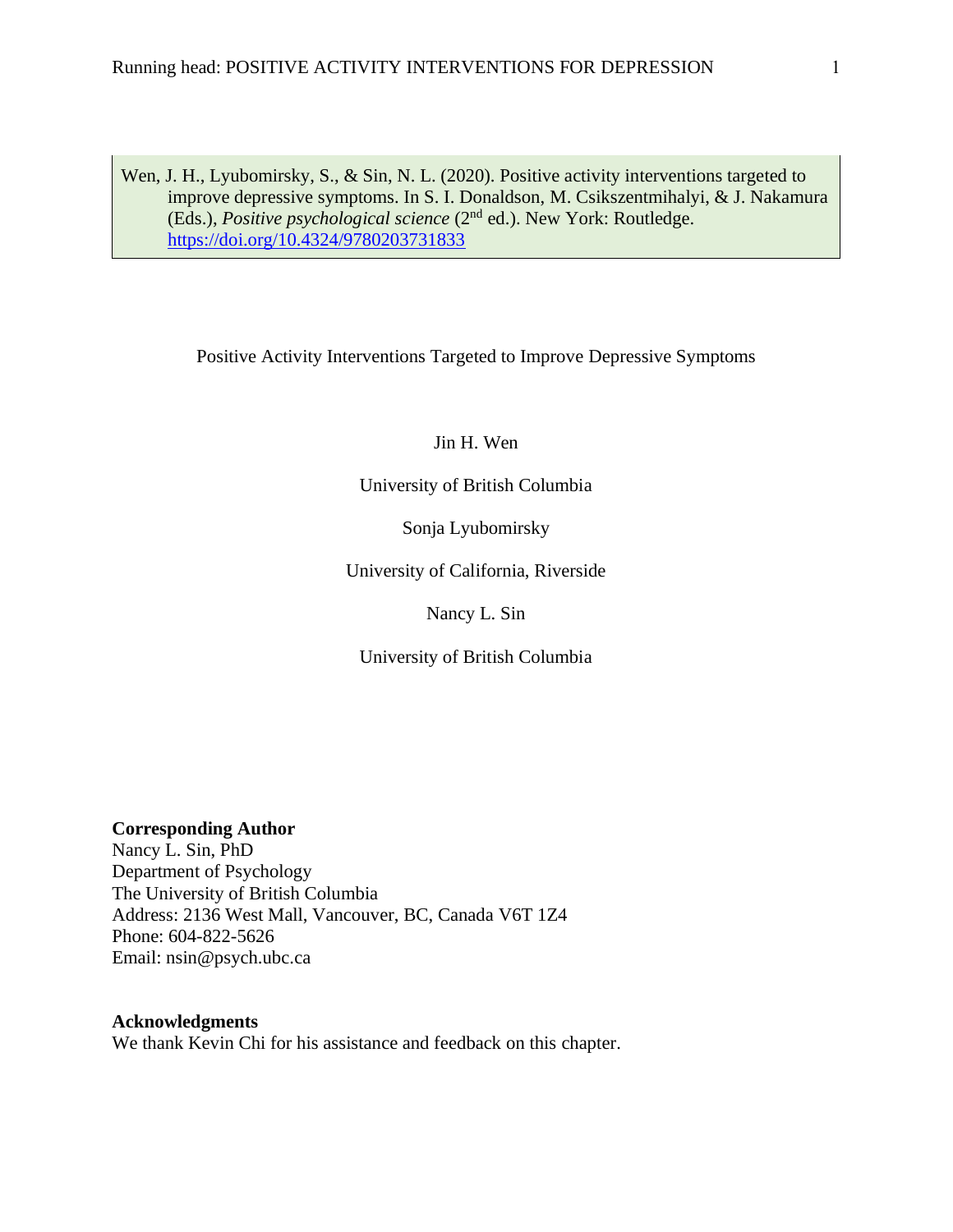Wen, J. H., Lyubomirsky, S., & Sin, N. L. (2020). Positive activity interventions targeted to improve depressive symptoms. In S. I. Donaldson, M. Csikszentmihalyi, & J. Nakamura (Eds.), *Positive psychological science* (2nd ed.). New York: Routledge. https://doi.org/10.4324/9780203731833

# Positive Activity Interventions Targeted to Improve Depressive Symptoms

Jin H. Wen

University of British Columbia

Sonja Lyubomirsky

University of California, Riverside

Nancy L. Sin

University of British Columbia

**Corresponding Author**
Nancy L. Sin, PhD
Department of Psychology
The University of British Columbia
Address: 2136 West Mall, Vancouver, BC, Canada V6T 1Z4
Phone: 604-822-5626
Email: nsin@psych.ubc.ca

**Acknowledgments**
We thank Kevin Chi for his assistance and feedback on this chapter.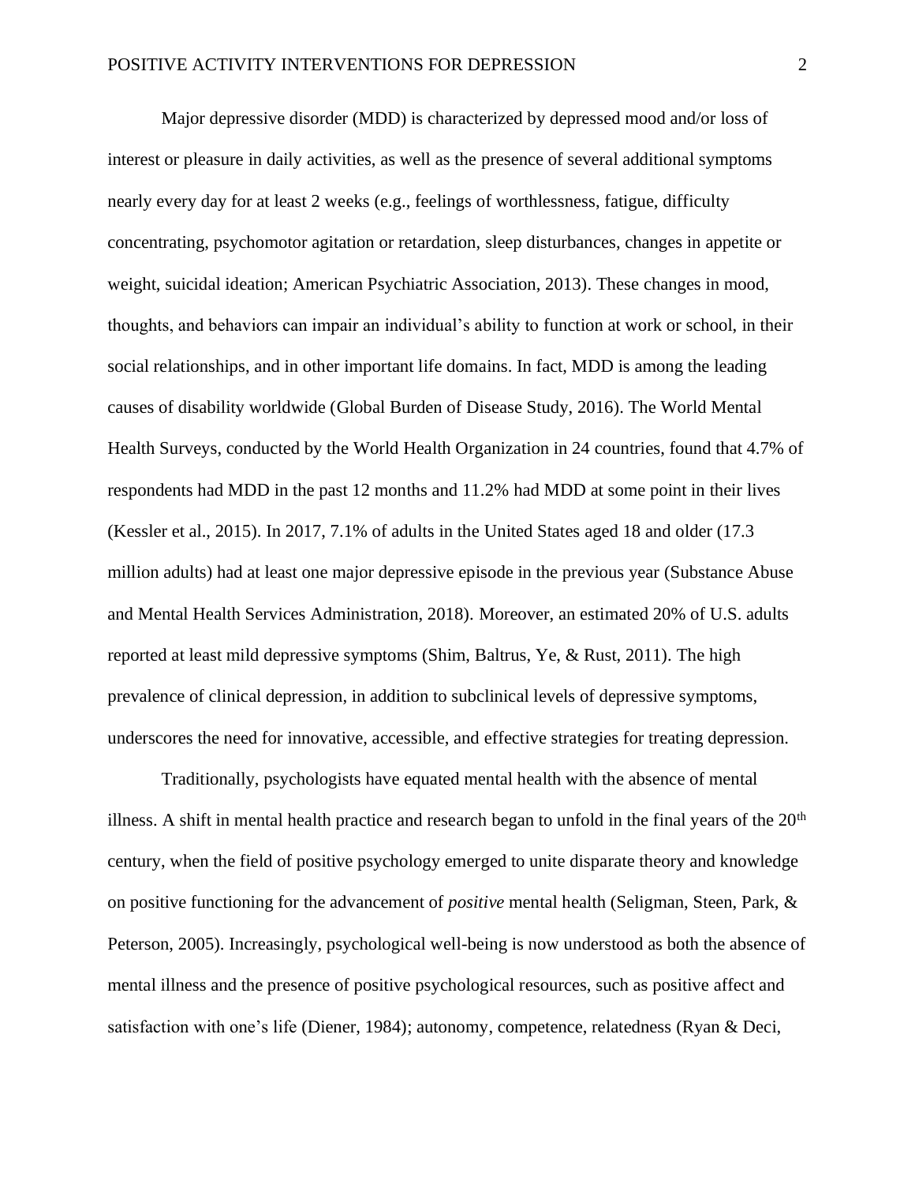Major depressive disorder (MDD) is characterized by depressed mood and/or loss of interest or pleasure in daily activities, as well as the presence of several additional symptoms nearly every day for at least 2 weeks (e.g., feelings of worthlessness, fatigue, difficulty concentrating, psychomotor agitation or retardation, sleep disturbances, changes in appetite or weight, suicidal ideation; American Psychiatric Association, 2013). These changes in mood, thoughts, and behaviors can impair an individual's ability to function at work or school, in their social relationships, and in other important life domains. In fact, MDD is among the leading causes of disability worldwide (Global Burden of Disease Study, 2016). The World Mental Health Surveys, conducted by the World Health Organization in 24 countries, found that 4.7% of respondents had MDD in the past 12 months and 11.2% had MDD at some point in their lives (Kessler et al., 2015). In 2017, 7.1% of adults in the United States aged 18 and older (17.3 million adults) had at least one major depressive episode in the previous year (Substance Abuse and Mental Health Services Administration, 2018). Moreover, an estimated 20% of U.S. adults reported at least mild depressive symptoms (Shim, Baltrus, Ye, & Rust, 2011). The high prevalence of clinical depression, in addition to subclinical levels of depressive symptoms, underscores the need for innovative, accessible, and effective strategies for treating depression.

Traditionally, psychologists have equated mental health with the absence of mental illness. A shift in mental health practice and research began to unfold in the final years of the 20th century, when the field of positive psychology emerged to unite disparate theory and knowledge on positive functioning for the advancement of *positive* mental health (Seligman, Steen, Park, & Peterson, 2005). Increasingly, psychological well-being is now understood as both the absence of mental illness and the presence of positive psychological resources, such as positive affect and satisfaction with one's life (Diener, 1984); autonomy, competence, relatedness (Ryan & Deci,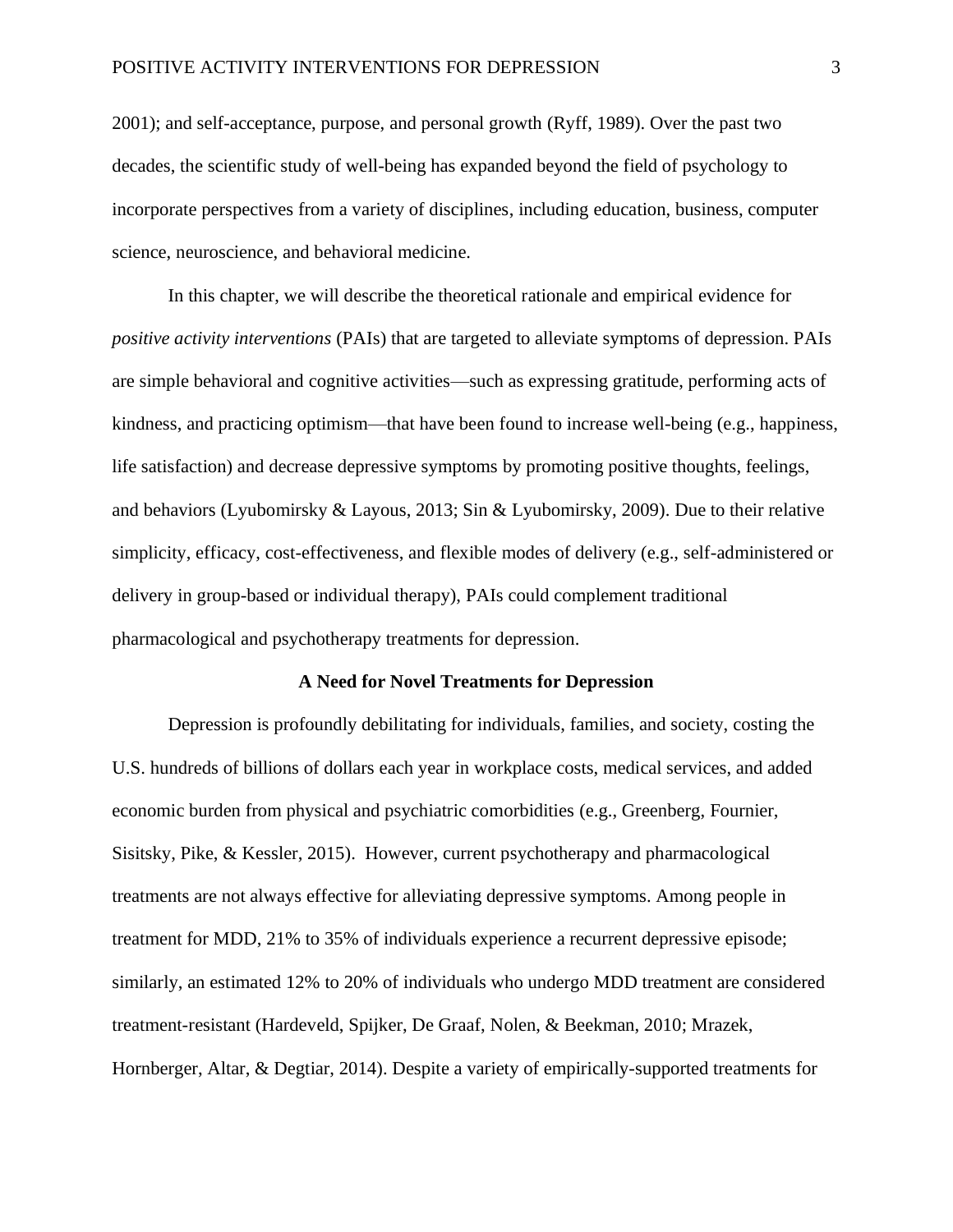2001); and self-acceptance, purpose, and personal growth (Ryff, 1989). Over the past two decades, the scientific study of well-being has expanded beyond the field of psychology to incorporate perspectives from a variety of disciplines, including education, business, computer science, neuroscience, and behavioral medicine.

In this chapter, we will describe the theoretical rationale and empirical evidence for *positive activity interventions* (PAIs) that are targeted to alleviate symptoms of depression. PAIs are simple behavioral and cognitive activities—such as expressing gratitude, performing acts of kindness, and practicing optimism—that have been found to increase well-being (e.g., happiness, life satisfaction) and decrease depressive symptoms by promoting positive thoughts, feelings, and behaviors (Lyubomirsky & Layous, 2013; Sin & Lyubomirsky, 2009). Due to their relative simplicity, efficacy, cost-effectiveness, and flexible modes of delivery (e.g., self-administered or delivery in group-based or individual therapy), PAIs could complement traditional pharmacological and psychotherapy treatments for depression.

## A Need for Novel Treatments for Depression

Depression is profoundly debilitating for individuals, families, and society, costing the U.S. hundreds of billions of dollars each year in workplace costs, medical services, and added economic burden from physical and psychiatric comorbidities (e.g., Greenberg, Fournier, Sisitsky, Pike, & Kessler, 2015). However, current psychotherapy and pharmacological treatments are not always effective for alleviating depressive symptoms. Among people in treatment for MDD, 21% to 35% of individuals experience a recurrent depressive episode; similarly, an estimated 12% to 20% of individuals who undergo MDD treatment are considered treatment-resistant (Hardeveld, Spijker, De Graaf, Nolen, & Beekman, 2010; Mrazek, Hornberger, Altar, & Degtiar, 2014). Despite a variety of empirically-supported treatments for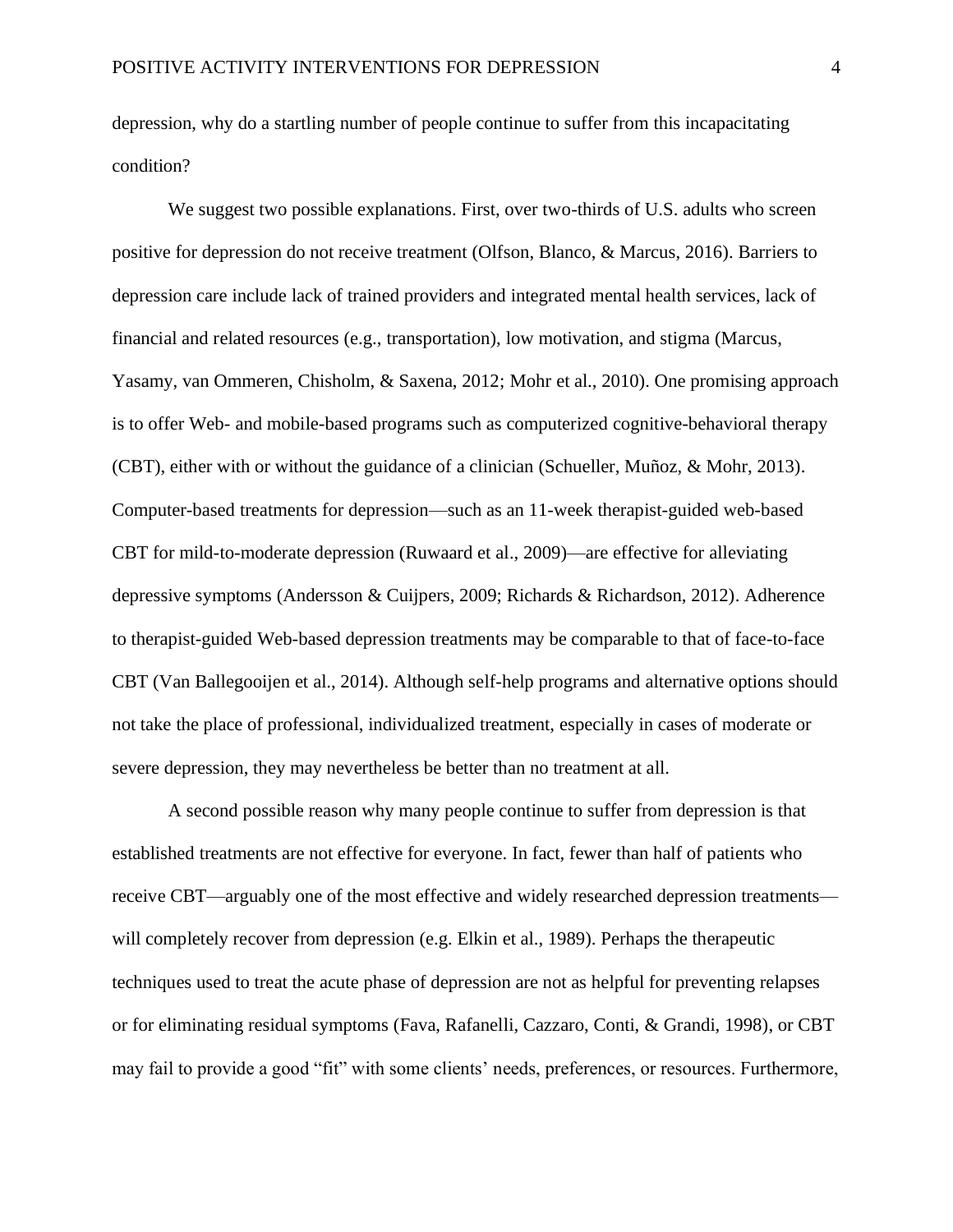depression, why do a startling number of people continue to suffer from this incapacitating condition?

We suggest two possible explanations. First, over two-thirds of U.S. adults who screen positive for depression do not receive treatment (Olfson, Blanco, & Marcus, 2016). Barriers to depression care include lack of trained providers and integrated mental health services, lack of financial and related resources (e.g., transportation), low motivation, and stigma (Marcus, Yasamy, van Ommeren, Chisholm, & Saxena, 2012; Mohr et al., 2010). One promising approach is to offer Web- and mobile-based programs such as computerized cognitive-behavioral therapy (CBT), either with or without the guidance of a clinician (Schueller, Muñoz, & Mohr, 2013). Computer-based treatments for depression—such as an 11-week therapist-guided web-based CBT for mild-to-moderate depression (Ruwaard et al., 2009)—are effective for alleviating depressive symptoms (Andersson & Cuijpers, 2009; Richards & Richardson, 2012). Adherence to therapist-guided Web-based depression treatments may be comparable to that of face-to-face CBT (Van Ballegooijen et al., 2014). Although self-help programs and alternative options should not take the place of professional, individualized treatment, especially in cases of moderate or severe depression, they may nevertheless be better than no treatment at all.

A second possible reason why many people continue to suffer from depression is that established treatments are not effective for everyone. In fact, fewer than half of patients who receive CBT—arguably one of the most effective and widely researched depression treatments—will completely recover from depression (e.g. Elkin et al., 1989). Perhaps the therapeutic techniques used to treat the acute phase of depression are not as helpful for preventing relapses or for eliminating residual symptoms (Fava, Rafanelli, Cazzaro, Conti, & Grandi, 1998), or CBT may fail to provide a good "fit" with some clients' needs, preferences, or resources. Furthermore,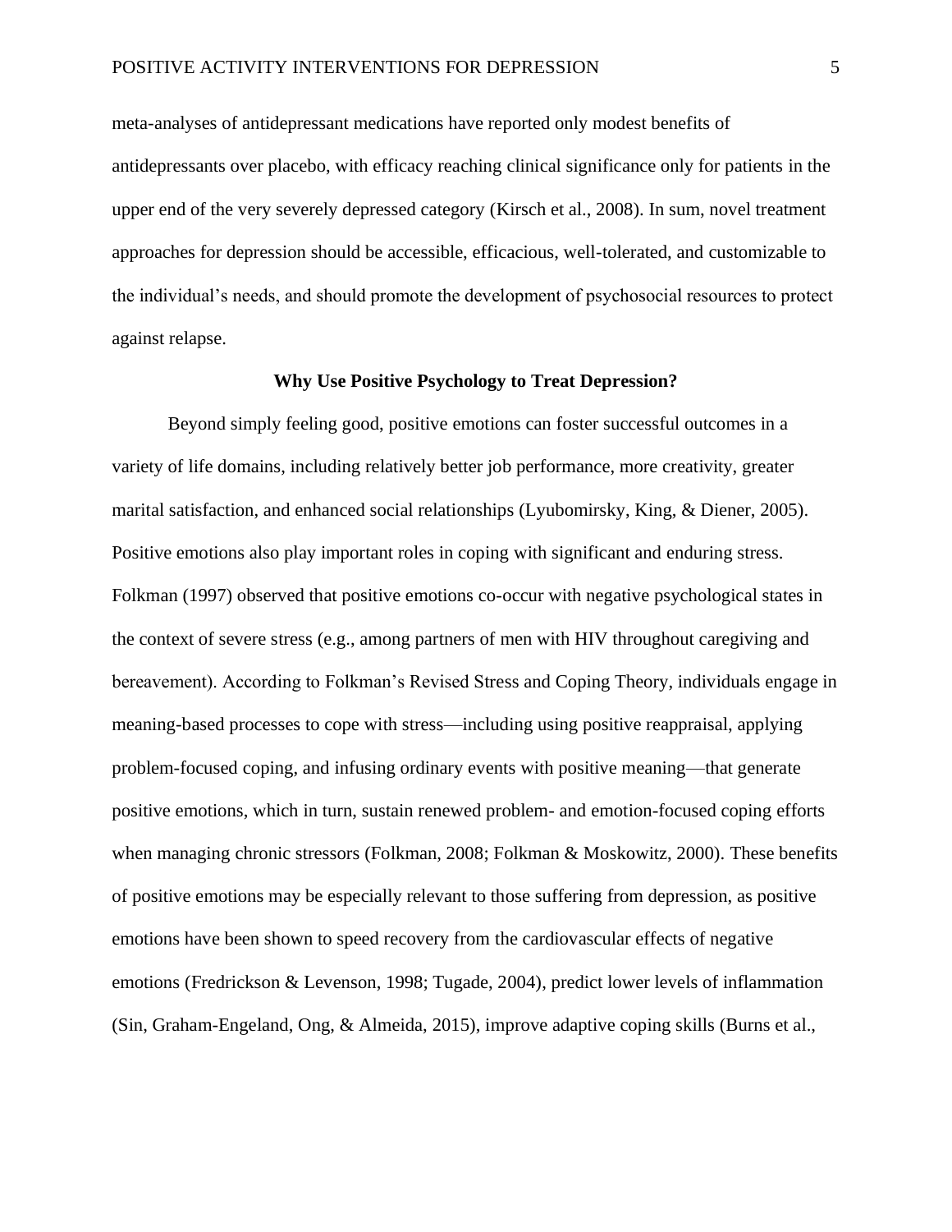meta-analyses of antidepressant medications have reported only modest benefits of antidepressants over placebo, with efficacy reaching clinical significance only for patients in the upper end of the very severely depressed category (Kirsch et al., 2008). In sum, novel treatment approaches for depression should be accessible, efficacious, well-tolerated, and customizable to the individual's needs, and should promote the development of psychosocial resources to protect against relapse.

## Why Use Positive Psychology to Treat Depression?

Beyond simply feeling good, positive emotions can foster successful outcomes in a variety of life domains, including relatively better job performance, more creativity, greater marital satisfaction, and enhanced social relationships (Lyubomirsky, King, & Diener, 2005). Positive emotions also play important roles in coping with significant and enduring stress. Folkman (1997) observed that positive emotions co-occur with negative psychological states in the context of severe stress (e.g., among partners of men with HIV throughout caregiving and bereavement). According to Folkman's Revised Stress and Coping Theory, individuals engage in meaning-based processes to cope with stress—including using positive reappraisal, applying problem-focused coping, and infusing ordinary events with positive meaning—that generate positive emotions, which in turn, sustain renewed problem- and emotion-focused coping efforts when managing chronic stressors (Folkman, 2008; Folkman & Moskowitz, 2000). These benefits of positive emotions may be especially relevant to those suffering from depression, as positive emotions have been shown to speed recovery from the cardiovascular effects of negative emotions (Fredrickson & Levenson, 1998; Tugade, 2004), predict lower levels of inflammation (Sin, Graham-Engeland, Ong, & Almeida, 2015), improve adaptive coping skills (Burns et al.,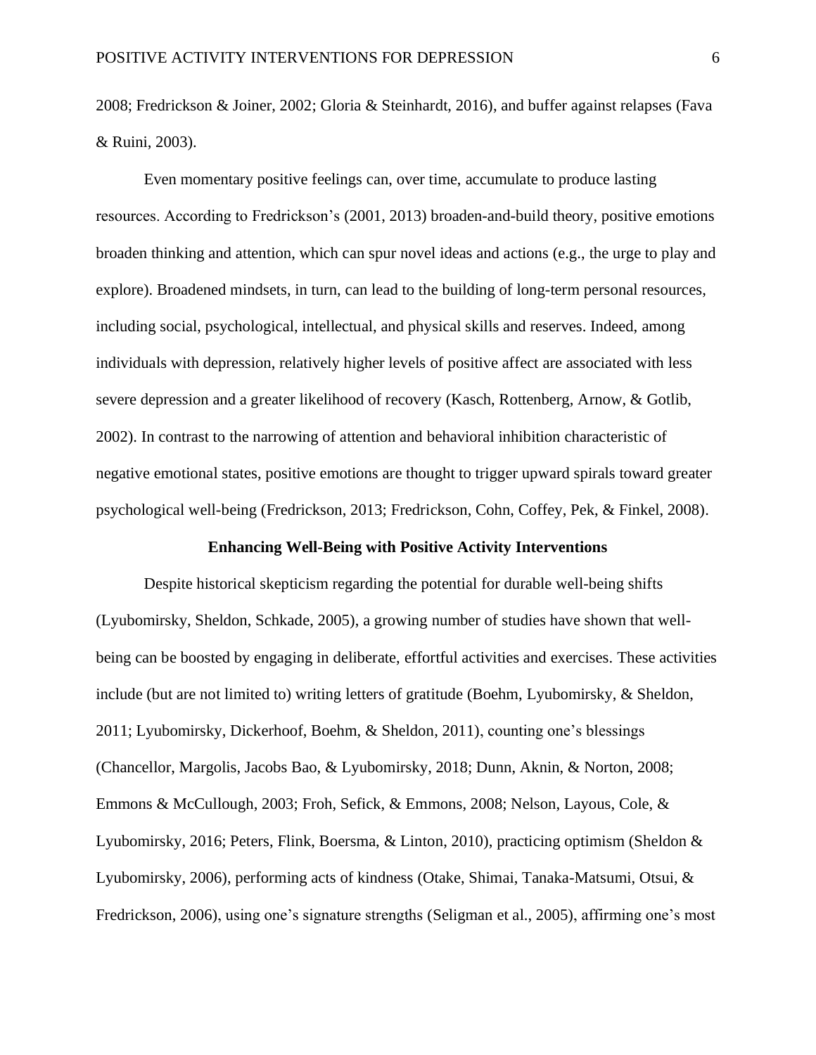2008; Fredrickson & Joiner, 2002; Gloria & Steinhardt, 2016), and buffer against relapses (Fava & Ruini, 2003).

Even momentary positive feelings can, over time, accumulate to produce lasting resources. According to Fredrickson's (2001, 2013) broaden-and-build theory, positive emotions broaden thinking and attention, which can spur novel ideas and actions (e.g., the urge to play and explore). Broadened mindsets, in turn, can lead to the building of long-term personal resources, including social, psychological, intellectual, and physical skills and reserves. Indeed, among individuals with depression, relatively higher levels of positive affect are associated with less severe depression and a greater likelihood of recovery (Kasch, Rottenberg, Arnow, & Gotlib, 2002). In contrast to the narrowing of attention and behavioral inhibition characteristic of negative emotional states, positive emotions are thought to trigger upward spirals toward greater psychological well-being (Fredrickson, 2013; Fredrickson, Cohn, Coffey, Pek, & Finkel, 2008).

## Enhancing Well-Being with Positive Activity Interventions

Despite historical skepticism regarding the potential for durable well-being shifts (Lyubomirsky, Sheldon, Schkade, 2005), a growing number of studies have shown that well-being can be boosted by engaging in deliberate, effortful activities and exercises. These activities include (but are not limited to) writing letters of gratitude (Boehm, Lyubomirsky, & Sheldon, 2011; Lyubomirsky, Dickerhoof, Boehm, & Sheldon, 2011), counting one's blessings (Chancellor, Margolis, Jacobs Bao, & Lyubomirsky, 2018; Dunn, Aknin, & Norton, 2008; Emmons & McCullough, 2003; Froh, Sefick, & Emmons, 2008; Nelson, Layous, Cole, & Lyubomirsky, 2016; Peters, Flink, Boersma, & Linton, 2010), practicing optimism (Sheldon & Lyubomirsky, 2006), performing acts of kindness (Otake, Shimai, Tanaka-Matsumi, Otsui, & Fredrickson, 2006), using one's signature strengths (Seligman et al., 2005), affirming one's most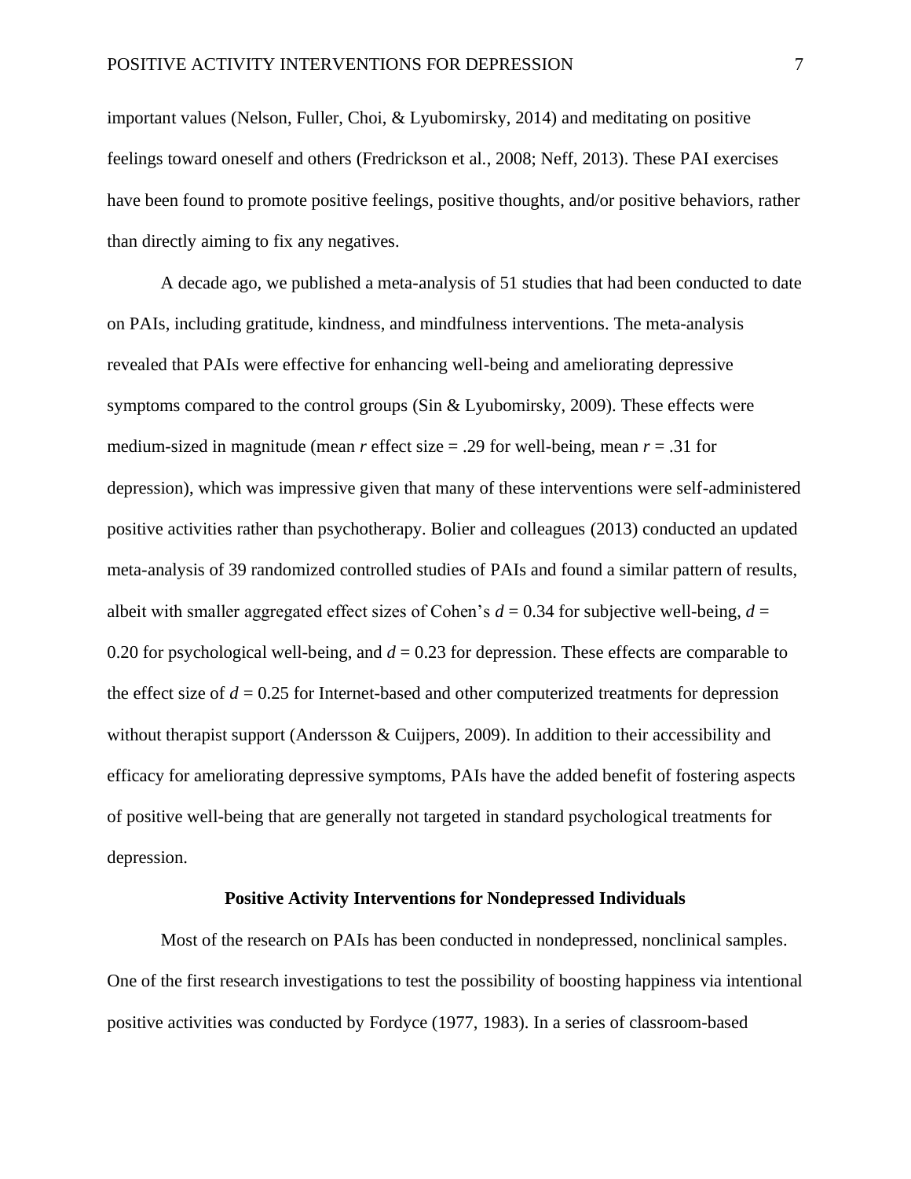important values (Nelson, Fuller, Choi, & Lyubomirsky, 2014) and meditating on positive feelings toward oneself and others (Fredrickson et al., 2008; Neff, 2013). These PAI exercises have been found to promote positive feelings, positive thoughts, and/or positive behaviors, rather than directly aiming to fix any negatives.

A decade ago, we published a meta-analysis of 51 studies that had been conducted to date on PAIs, including gratitude, kindness, and mindfulness interventions. The meta-analysis revealed that PAIs were effective for enhancing well-being and ameliorating depressive symptoms compared to the control groups (Sin & Lyubomirsky, 2009). These effects were medium-sized in magnitude (mean $r$ effect size = .29 for well-being, mean $r$ = .31 for depression), which was impressive given that many of these interventions were self-administered positive activities rather than psychotherapy. Bolier and colleagues (2013) conducted an updated meta-analysis of 39 randomized controlled studies of PAIs and found a similar pattern of results, albeit with smaller aggregated effect sizes of Cohen's $d$ = 0.34 for subjective well-being, $d$ = 0.20 for psychological well-being, and $d$ = 0.23 for depression. These effects are comparable to the effect size of $d$ = 0.25 for Internet-based and other computerized treatments for depression without therapist support (Andersson & Cuijpers, 2009). In addition to their accessibility and efficacy for ameliorating depressive symptoms, PAIs have the added benefit of fostering aspects of positive well-being that are generally not targeted in standard psychological treatments for depression.

## Positive Activity Interventions for Nondepressed Individuals

Most of the research on PAIs has been conducted in nondepressed, nonclinical samples. One of the first research investigations to test the possibility of boosting happiness via intentional positive activities was conducted by Fordyce (1977, 1983). In a series of classroom-based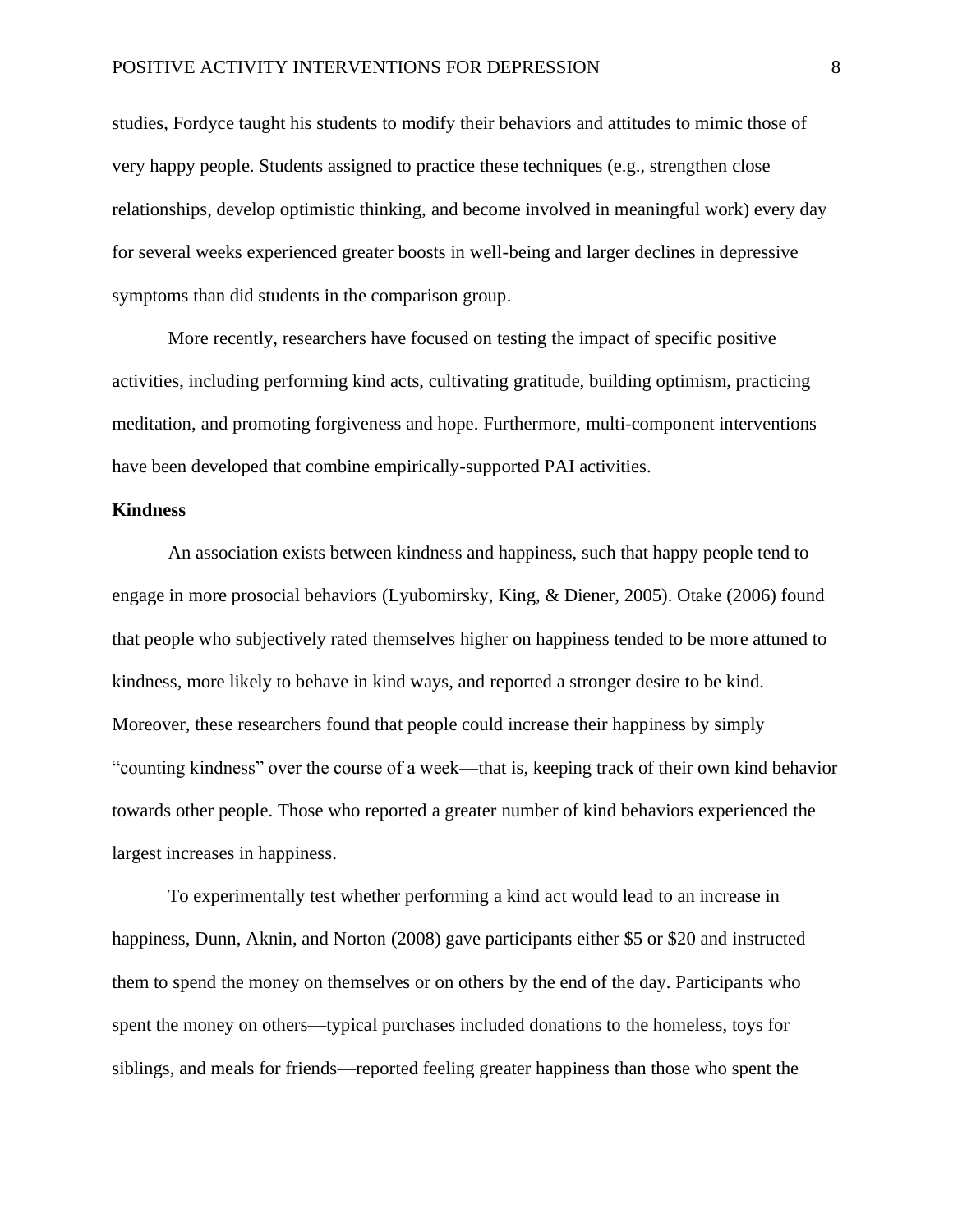studies, Fordyce taught his students to modify their behaviors and attitudes to mimic those of very happy people. Students assigned to practice these techniques (e.g., strengthen close relationships, develop optimistic thinking, and become involved in meaningful work) every day for several weeks experienced greater boosts in well-being and larger declines in depressive symptoms than did students in the comparison group.

More recently, researchers have focused on testing the impact of specific positive activities, including performing kind acts, cultivating gratitude, building optimism, practicing meditation, and promoting forgiveness and hope. Furthermore, multi-component interventions have been developed that combine empirically-supported PAI activities.

**Kindness**

An association exists between kindness and happiness, such that happy people tend to engage in more prosocial behaviors (Lyubomirsky, King, & Diener, 2005). Otake (2006) found that people who subjectively rated themselves higher on happiness tended to be more attuned to kindness, more likely to behave in kind ways, and reported a stronger desire to be kind. Moreover, these researchers found that people could increase their happiness by simply "counting kindness" over the course of a week—that is, keeping track of their own kind behavior towards other people. Those who reported a greater number of kind behaviors experienced the largest increases in happiness.

To experimentally test whether performing a kind act would lead to an increase in happiness, Dunn, Aknin, and Norton (2008) gave participants either $5 or $20 and instructed them to spend the money on themselves or on others by the end of the day. Participants who spent the money on others—typical purchases included donations to the homeless, toys for siblings, and meals for friends—reported feeling greater happiness than those who spent the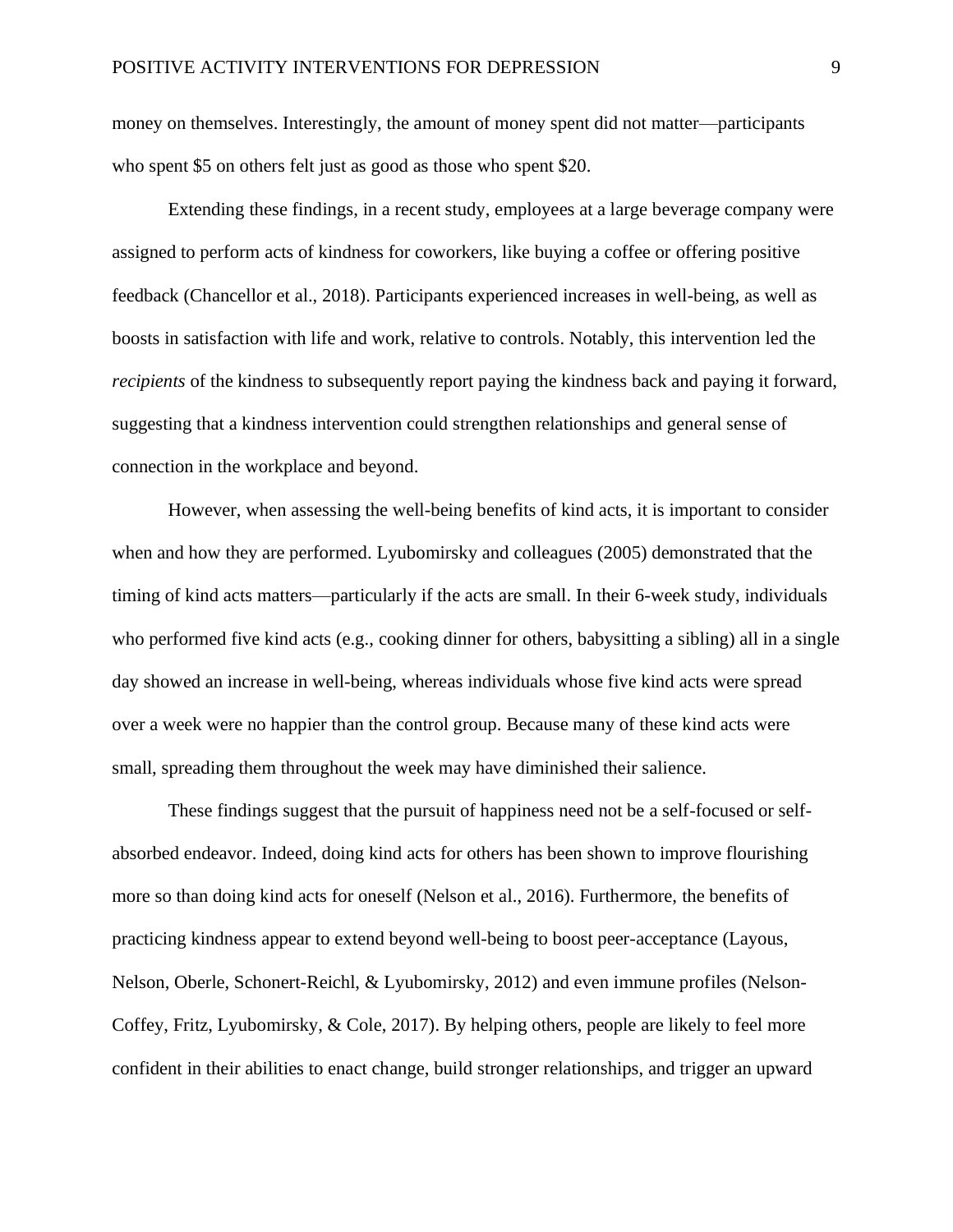money on themselves. Interestingly, the amount of money spent did not matter—participants who spent $5 on others felt just as good as those who spent $20.

Extending these findings, in a recent study, employees at a large beverage company were assigned to perform acts of kindness for coworkers, like buying a coffee or offering positive feedback (Chancellor et al., 2018). Participants experienced increases in well-being, as well as boosts in satisfaction with life and work, relative to controls. Notably, this intervention led the *recipients* of the kindness to subsequently report paying the kindness back and paying it forward, suggesting that a kindness intervention could strengthen relationships and general sense of connection in the workplace and beyond.

However, when assessing the well-being benefits of kind acts, it is important to consider when and how they are performed. Lyubomirsky and colleagues (2005) demonstrated that the timing of kind acts matters—particularly if the acts are small. In their 6-week study, individuals who performed five kind acts (e.g., cooking dinner for others, babysitting a sibling) all in a single day showed an increase in well-being, whereas individuals whose five kind acts were spread over a week were no happier than the control group. Because many of these kind acts were small, spreading them throughout the week may have diminished their salience.

These findings suggest that the pursuit of happiness need not be a self-focused or self-absorbed endeavor. Indeed, doing kind acts for others has been shown to improve flourishing more so than doing kind acts for oneself (Nelson et al., 2016). Furthermore, the benefits of practicing kindness appear to extend beyond well-being to boost peer-acceptance (Layous, Nelson, Oberle, Schonert-Reichl, & Lyubomirsky, 2012) and even immune profiles (Nelson-Coffey, Fritz, Lyubomirsky, & Cole, 2017). By helping others, people are likely to feel more confident in their abilities to enact change, build stronger relationships, and trigger an upward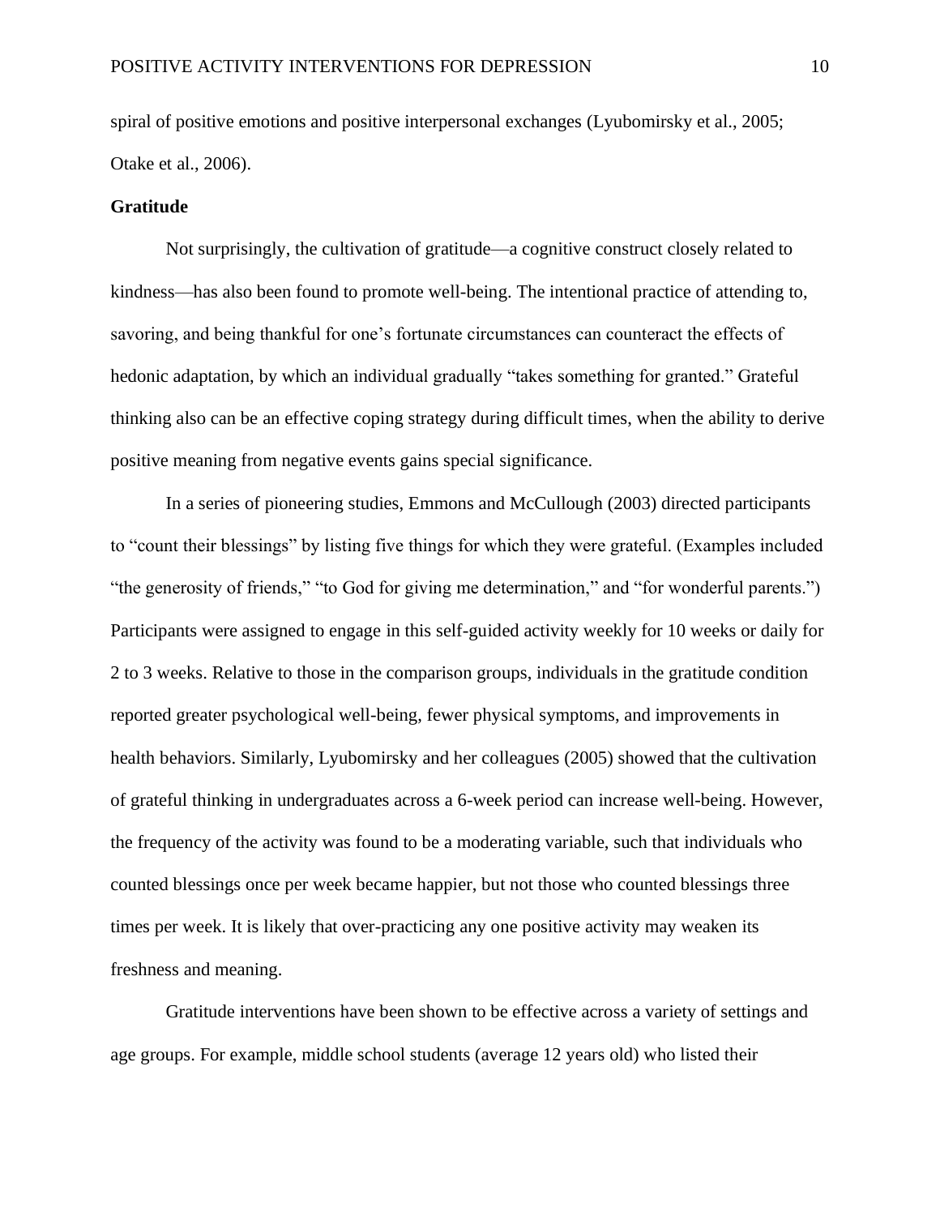spiral of positive emotions and positive interpersonal exchanges (Lyubomirsky et al., 2005; Otake et al., 2006).

**Gratitude**

Not surprisingly, the cultivation of gratitude—a cognitive construct closely related to kindness—has also been found to promote well-being. The intentional practice of attending to, savoring, and being thankful for one's fortunate circumstances can counteract the effects of hedonic adaptation, by which an individual gradually "takes something for granted." Grateful thinking also can be an effective coping strategy during difficult times, when the ability to derive positive meaning from negative events gains special significance.

In a series of pioneering studies, Emmons and McCullough (2003) directed participants to "count their blessings" by listing five things for which they were grateful. (Examples included "the generosity of friends," "to God for giving me determination," and "for wonderful parents.") Participants were assigned to engage in this self-guided activity weekly for 10 weeks or daily for 2 to 3 weeks. Relative to those in the comparison groups, individuals in the gratitude condition reported greater psychological well-being, fewer physical symptoms, and improvements in health behaviors. Similarly, Lyubomirsky and her colleagues (2005) showed that the cultivation of grateful thinking in undergraduates across a 6-week period can increase well-being. However, the frequency of the activity was found to be a moderating variable, such that individuals who counted blessings once per week became happier, but not those who counted blessings three times per week. It is likely that over-practicing any one positive activity may weaken its freshness and meaning.

Gratitude interventions have been shown to be effective across a variety of settings and age groups. For example, middle school students (average 12 years old) who listed their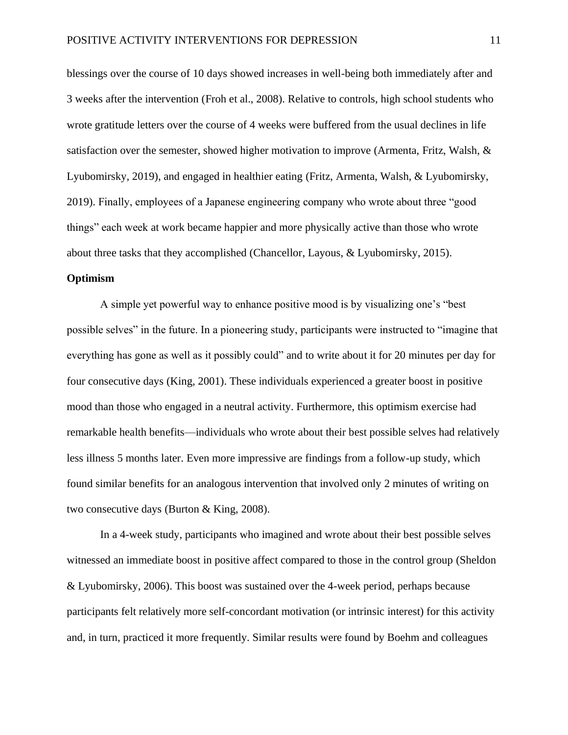blessings over the course of 10 days showed increases in well-being both immediately after and 3 weeks after the intervention (Froh et al., 2008). Relative to controls, high school students who wrote gratitude letters over the course of 4 weeks were buffered from the usual declines in life satisfaction over the semester, showed higher motivation to improve (Armenta, Fritz, Walsh, & Lyubomirsky, 2019), and engaged in healthier eating (Fritz, Armenta, Walsh, & Lyubomirsky, 2019). Finally, employees of a Japanese engineering company who wrote about three "good things" each week at work became happier and more physically active than those who wrote about three tasks that they accomplished (Chancellor, Layous, & Lyubomirsky, 2015).

**Optimism**

A simple yet powerful way to enhance positive mood is by visualizing one's "best possible selves" in the future. In a pioneering study, participants were instructed to "imagine that everything has gone as well as it possibly could" and to write about it for 20 minutes per day for four consecutive days (King, 2001). These individuals experienced a greater boost in positive mood than those who engaged in a neutral activity. Furthermore, this optimism exercise had remarkable health benefits—individuals who wrote about their best possible selves had relatively less illness 5 months later. Even more impressive are findings from a follow-up study, which found similar benefits for an analogous intervention that involved only 2 minutes of writing on two consecutive days (Burton & King, 2008).

In a 4-week study, participants who imagined and wrote about their best possible selves witnessed an immediate boost in positive affect compared to those in the control group (Sheldon & Lyubomirsky, 2006). This boost was sustained over the 4-week period, perhaps because participants felt relatively more self-concordant motivation (or intrinsic interest) for this activity and, in turn, practiced it more frequently. Similar results were found by Boehm and colleagues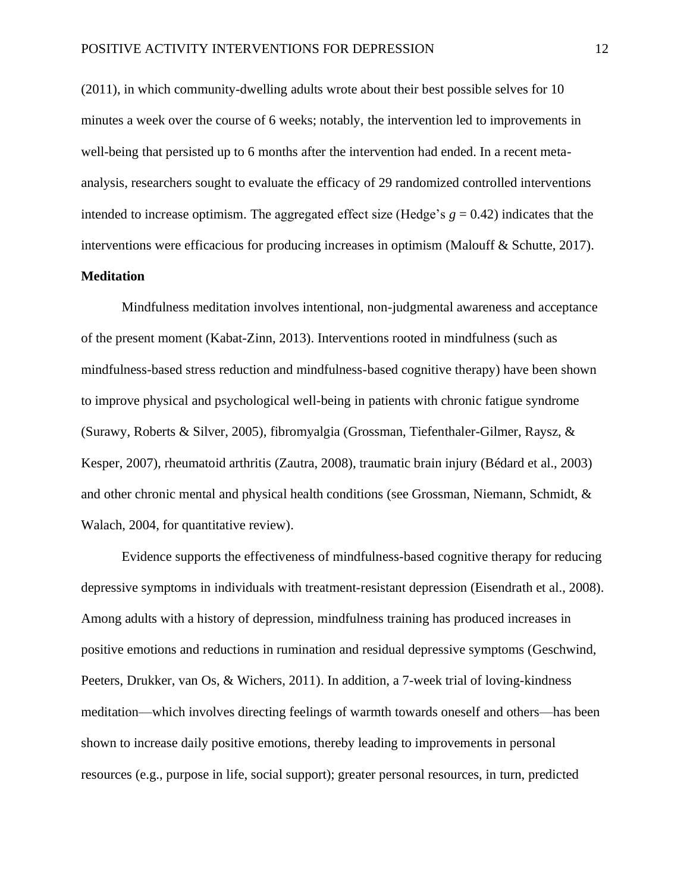(2011), in which community-dwelling adults wrote about their best possible selves for 10 minutes a week over the course of 6 weeks; notably, the intervention led to improvements in well-being that persisted up to 6 months after the intervention had ended. In a recent meta-analysis, researchers sought to evaluate the efficacy of 29 randomized controlled interventions intended to increase optimism. The aggregated effect size (Hedge's $g = 0.42$) indicates that the interventions were efficacious for producing increases in optimism (Malouff & Schutte, 2017).

**Meditation**

Mindfulness meditation involves intentional, non-judgmental awareness and acceptance of the present moment (Kabat-Zinn, 2013). Interventions rooted in mindfulness (such as mindfulness-based stress reduction and mindfulness-based cognitive therapy) have been shown to improve physical and psychological well-being in patients with chronic fatigue syndrome (Surawy, Roberts & Silver, 2005), fibromyalgia (Grossman, Tiefenthaler-Gilmer, Raysz, & Kesper, 2007), rheumatoid arthritis (Zautra, 2008), traumatic brain injury (Bédard et al., 2003) and other chronic mental and physical health conditions (see Grossman, Niemann, Schmidt, & Walach, 2004, for quantitative review).

Evidence supports the effectiveness of mindfulness-based cognitive therapy for reducing depressive symptoms in individuals with treatment-resistant depression (Eisendrath et al., 2008). Among adults with a history of depression, mindfulness training has produced increases in positive emotions and reductions in rumination and residual depressive symptoms (Geschwind, Peeters, Drukker, van Os, & Wichers, 2011). In addition, a 7-week trial of loving-kindness meditation—which involves directing feelings of warmth towards oneself and others—has been shown to increase daily positive emotions, thereby leading to improvements in personal resources (e.g., purpose in life, social support); greater personal resources, in turn, predicted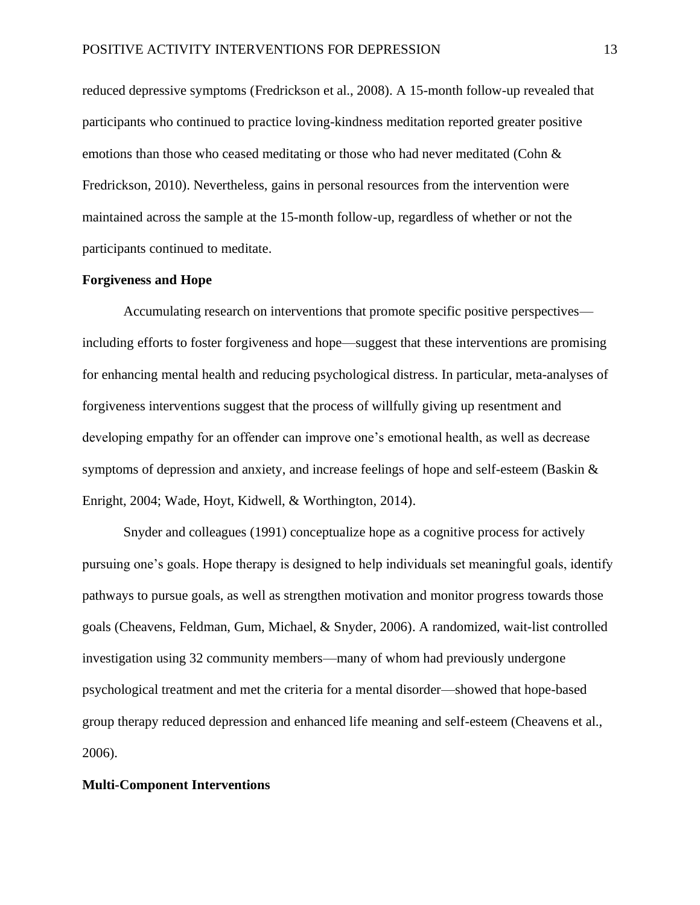reduced depressive symptoms (Fredrickson et al., 2008). A 15-month follow-up revealed that participants who continued to practice loving-kindness meditation reported greater positive emotions than those who ceased meditating or those who had never meditated (Cohn & Fredrickson, 2010). Nevertheless, gains in personal resources from the intervention were maintained across the sample at the 15-month follow-up, regardless of whether or not the participants continued to meditate.

**Forgiveness and Hope**

Accumulating research on interventions that promote specific positive perspectives—including efforts to foster forgiveness and hope—suggest that these interventions are promising for enhancing mental health and reducing psychological distress. In particular, meta-analyses of forgiveness interventions suggest that the process of willfully giving up resentment and developing empathy for an offender can improve one's emotional health, as well as decrease symptoms of depression and anxiety, and increase feelings of hope and self-esteem (Baskin & Enright, 2004; Wade, Hoyt, Kidwell, & Worthington, 2014).

Snyder and colleagues (1991) conceptualize hope as a cognitive process for actively pursuing one's goals. Hope therapy is designed to help individuals set meaningful goals, identify pathways to pursue goals, as well as strengthen motivation and monitor progress towards those goals (Cheavens, Feldman, Gum, Michael, & Snyder, 2006). A randomized, wait-list controlled investigation using 32 community members—many of whom had previously undergone psychological treatment and met the criteria for a mental disorder—showed that hope-based group therapy reduced depression and enhanced life meaning and self-esteem (Cheavens et al., 2006).

**Multi-Component Interventions**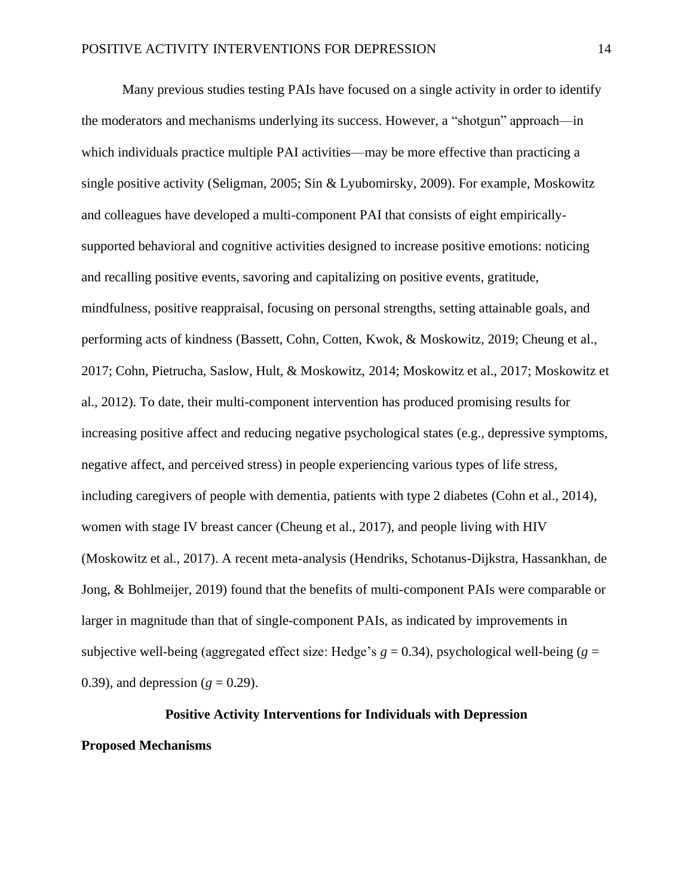Many previous studies testing PAIs have focused on a single activity in order to identify the moderators and mechanisms underlying its success. However, a "shotgun" approach—in which individuals practice multiple PAI activities—may be more effective than practicing a single positive activity (Seligman, 2005; Sin & Lyubomirsky, 2009). For example, Moskowitz and colleagues have developed a multi-component PAI that consists of eight empirically-supported behavioral and cognitive activities designed to increase positive emotions: noticing and recalling positive events, savoring and capitalizing on positive events, gratitude, mindfulness, positive reappraisal, focusing on personal strengths, setting attainable goals, and performing acts of kindness (Bassett, Cohn, Cotten, Kwok, & Moskowitz, 2019; Cheung et al., 2017; Cohn, Pietrucha, Saslow, Hult, & Moskowitz, 2014; Moskowitz et al., 2017; Moskowitz et al., 2012). To date, their multi-component intervention has produced promising results for increasing positive affect and reducing negative psychological states (e.g., depressive symptoms, negative affect, and perceived stress) in people experiencing various types of life stress, including caregivers of people with dementia, patients with type 2 diabetes (Cohn et al., 2014), women with stage IV breast cancer (Cheung et al., 2017), and people living with HIV (Moskowitz et al., 2017). A recent meta-analysis (Hendriks, Schotanus-Dijkstra, Hassankhan, de Jong, & Bohlmeijer, 2019) found that the benefits of multi-component PAIs were comparable or larger in magnitude than that of single-component PAIs, as indicated by improvements in subjective well-being (aggregated effect size: Hedge's $g = 0.34$), psychological well-being ($g = 0.39$), and depression ($g = 0.29$).

## Positive Activity Interventions for Individuals with Depression

### Proposed Mechanisms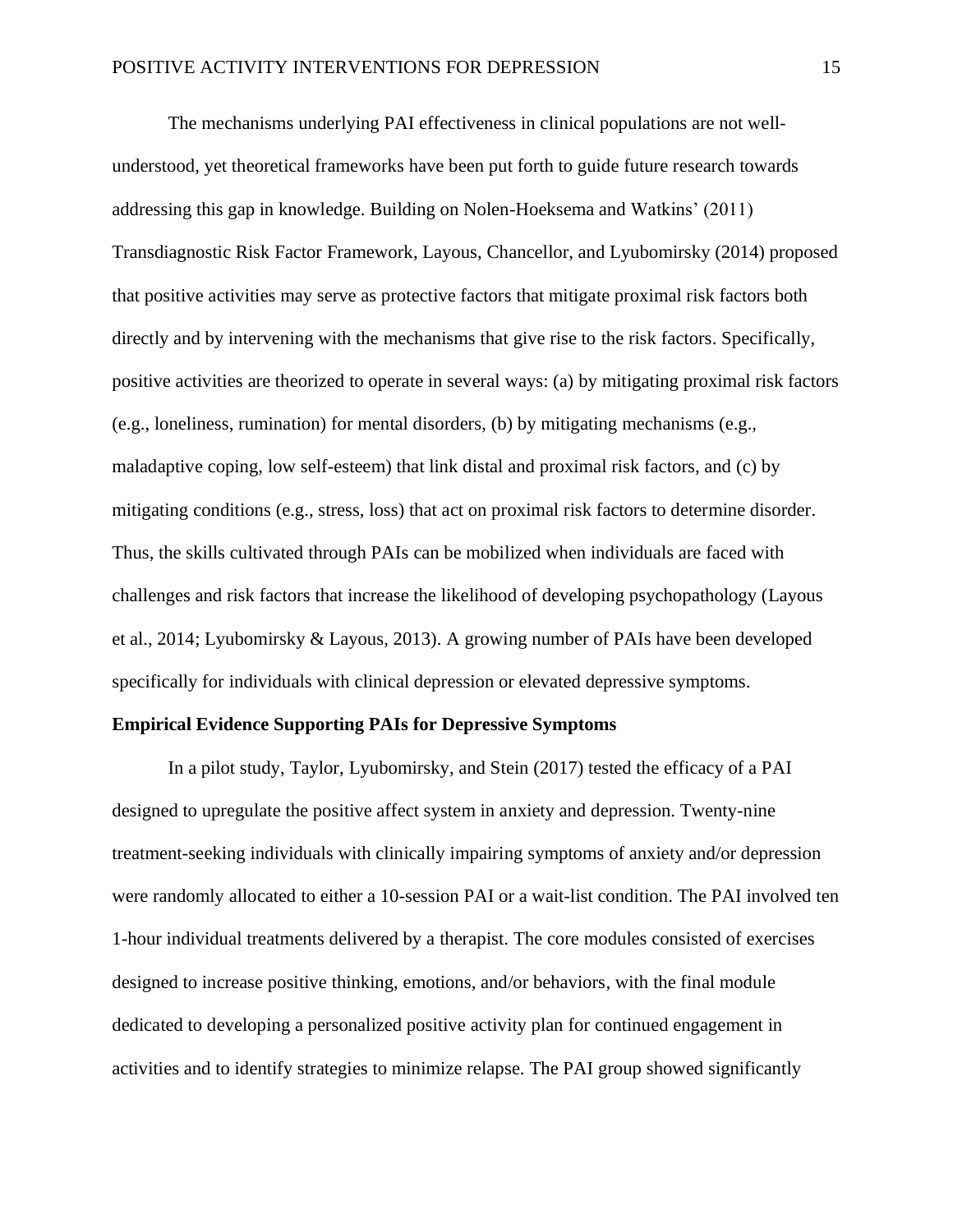The mechanisms underlying PAI effectiveness in clinical populations are not well-understood, yet theoretical frameworks have been put forth to guide future research towards addressing this gap in knowledge. Building on Nolen-Hoeksema and Watkins' (2011) Transdiagnostic Risk Factor Framework, Layous, Chancellor, and Lyubomirsky (2014) proposed that positive activities may serve as protective factors that mitigate proximal risk factors both directly and by intervening with the mechanisms that give rise to the risk factors. Specifically, positive activities are theorized to operate in several ways: (a) by mitigating proximal risk factors (e.g., loneliness, rumination) for mental disorders, (b) by mitigating mechanisms (e.g., maladaptive coping, low self-esteem) that link distal and proximal risk factors, and (c) by mitigating conditions (e.g., stress, loss) that act on proximal risk factors to determine disorder. Thus, the skills cultivated through PAIs can be mobilized when individuals are faced with challenges and risk factors that increase the likelihood of developing psychopathology (Layous et al., 2014; Lyubomirsky & Layous, 2013). A growing number of PAIs have been developed specifically for individuals with clinical depression or elevated depressive symptoms.

**Empirical Evidence Supporting PAIs for Depressive Symptoms**

In a pilot study, Taylor, Lyubomirsky, and Stein (2017) tested the efficacy of a PAI designed to upregulate the positive affect system in anxiety and depression. Twenty-nine treatment-seeking individuals with clinically impairing symptoms of anxiety and/or depression were randomly allocated to either a 10-session PAI or a wait-list condition. The PAI involved ten 1-hour individual treatments delivered by a therapist. The core modules consisted of exercises designed to increase positive thinking, emotions, and/or behaviors, with the final module dedicated to developing a personalized positive activity plan for continued engagement in activities and to identify strategies to minimize relapse. The PAI group showed significantly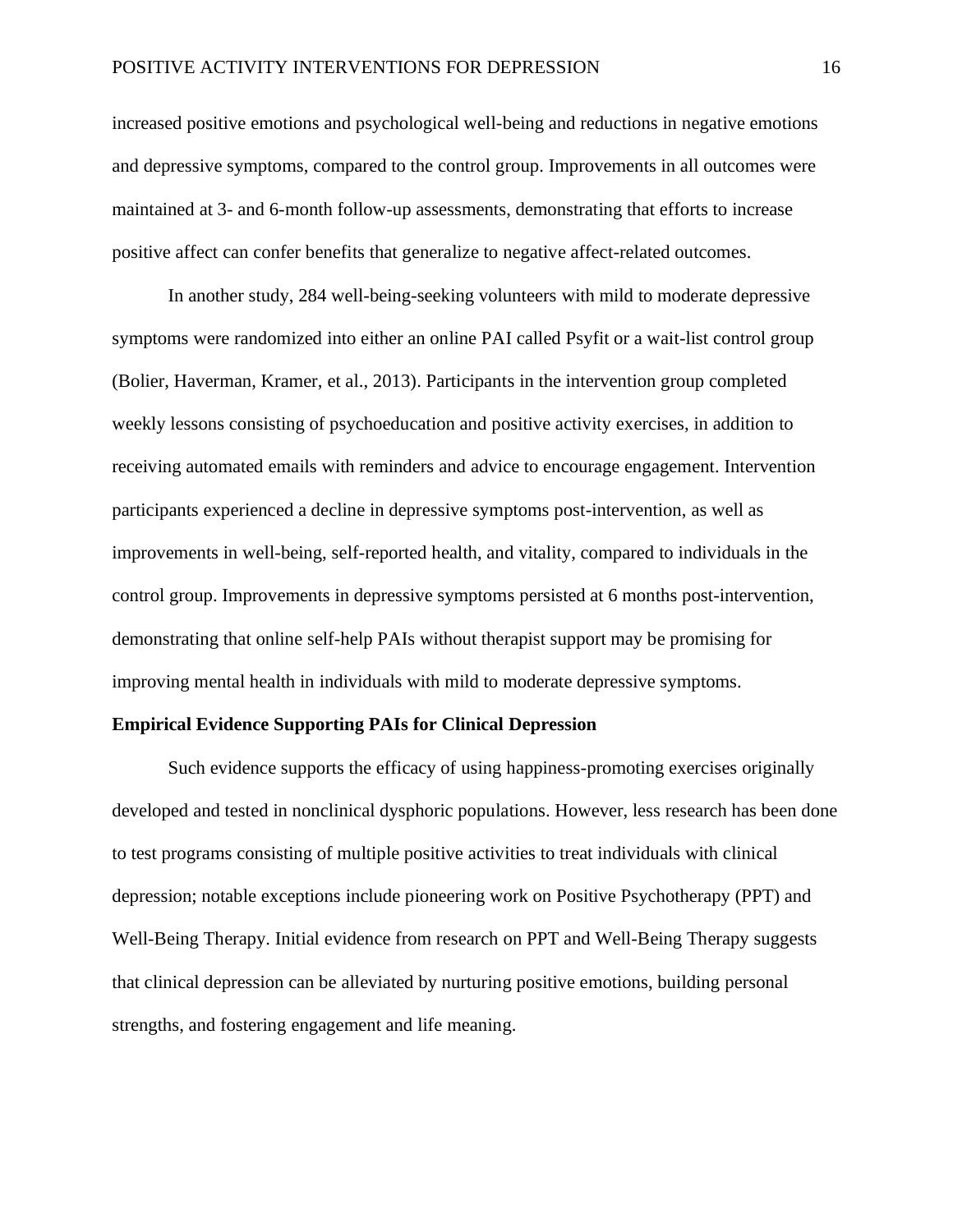increased positive emotions and psychological well-being and reductions in negative emotions and depressive symptoms, compared to the control group. Improvements in all outcomes were maintained at 3- and 6-month follow-up assessments, demonstrating that efforts to increase positive affect can confer benefits that generalize to negative affect-related outcomes.

In another study, 284 well-being-seeking volunteers with mild to moderate depressive symptoms were randomized into either an online PAI called Psyfit or a wait-list control group (Bolier, Haverman, Kramer, et al., 2013). Participants in the intervention group completed weekly lessons consisting of psychoeducation and positive activity exercises, in addition to receiving automated emails with reminders and advice to encourage engagement. Intervention participants experienced a decline in depressive symptoms post-intervention, as well as improvements in well-being, self-reported health, and vitality, compared to individuals in the control group. Improvements in depressive symptoms persisted at 6 months post-intervention, demonstrating that online self-help PAIs without therapist support may be promising for improving mental health in individuals with mild to moderate depressive symptoms.

**Empirical Evidence Supporting PAIs for Clinical Depression**

Such evidence supports the efficacy of using happiness-promoting exercises originally developed and tested in nonclinical dysphoric populations. However, less research has been done to test programs consisting of multiple positive activities to treat individuals with clinical depression; notable exceptions include pioneering work on Positive Psychotherapy (PPT) and Well-Being Therapy. Initial evidence from research on PPT and Well-Being Therapy suggests that clinical depression can be alleviated by nurturing positive emotions, building personal strengths, and fostering engagement and life meaning.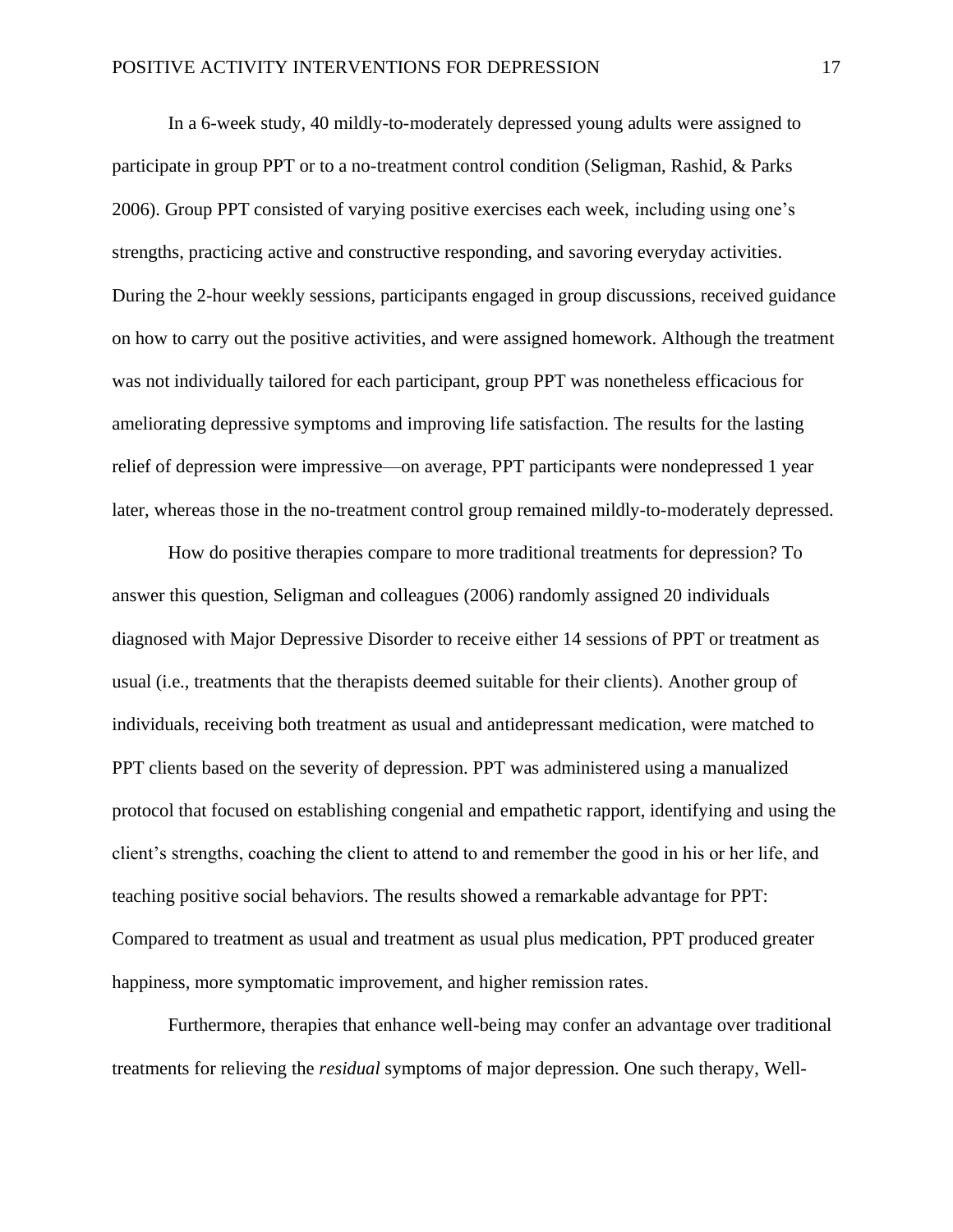In a 6-week study, 40 mildly-to-moderately depressed young adults were assigned to participate in group PPT or to a no-treatment control condition (Seligman, Rashid, & Parks 2006). Group PPT consisted of varying positive exercises each week, including using one's strengths, practicing active and constructive responding, and savoring everyday activities. During the 2-hour weekly sessions, participants engaged in group discussions, received guidance on how to carry out the positive activities, and were assigned homework. Although the treatment was not individually tailored for each participant, group PPT was nonetheless efficacious for ameliorating depressive symptoms and improving life satisfaction. The results for the lasting relief of depression were impressive—on average, PPT participants were nondepressed 1 year later, whereas those in the no-treatment control group remained mildly-to-moderately depressed.

How do positive therapies compare to more traditional treatments for depression? To answer this question, Seligman and colleagues (2006) randomly assigned 20 individuals diagnosed with Major Depressive Disorder to receive either 14 sessions of PPT or treatment as usual (i.e., treatments that the therapists deemed suitable for their clients). Another group of individuals, receiving both treatment as usual and antidepressant medication, were matched to PPT clients based on the severity of depression. PPT was administered using a manualized protocol that focused on establishing congenial and empathetic rapport, identifying and using the client's strengths, coaching the client to attend to and remember the good in his or her life, and teaching positive social behaviors. The results showed a remarkable advantage for PPT: Compared to treatment as usual and treatment as usual plus medication, PPT produced greater happiness, more symptomatic improvement, and higher remission rates.

Furthermore, therapies that enhance well-being may confer an advantage over traditional treatments for relieving the *residual* symptoms of major depression. One such therapy, Well-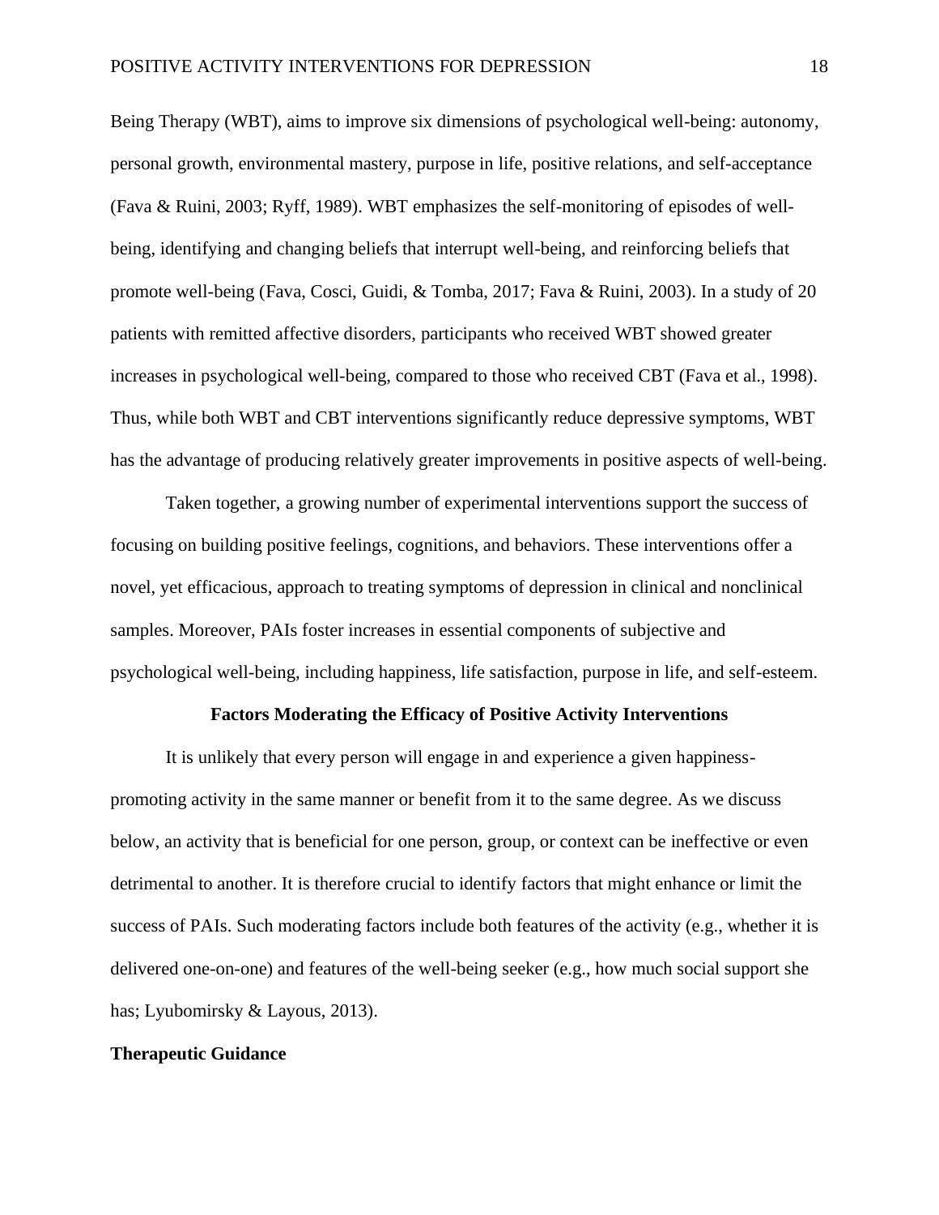Being Therapy (WBT), aims to improve six dimensions of psychological well-being: autonomy, personal growth, environmental mastery, purpose in life, positive relations, and self-acceptance (Fava & Ruini, 2003; Ryff, 1989). WBT emphasizes the self-monitoring of episodes of well-being, identifying and changing beliefs that interrupt well-being, and reinforcing beliefs that promote well-being (Fava, Cosci, Guidi, & Tomba, 2017; Fava & Ruini, 2003). In a study of 20 patients with remitted affective disorders, participants who received WBT showed greater increases in psychological well-being, compared to those who received CBT (Fava et al., 1998). Thus, while both WBT and CBT interventions significantly reduce depressive symptoms, WBT has the advantage of producing relatively greater improvements in positive aspects of well-being.

Taken together, a growing number of experimental interventions support the success of focusing on building positive feelings, cognitions, and behaviors. These interventions offer a novel, yet efficacious, approach to treating symptoms of depression in clinical and nonclinical samples. Moreover, PAIs foster increases in essential components of subjective and psychological well-being, including happiness, life satisfaction, purpose in life, and self-esteem.

## Factors Moderating the Efficacy of Positive Activity Interventions

It is unlikely that every person will engage in and experience a given happiness-promoting activity in the same manner or benefit from it to the same degree. As we discuss below, an activity that is beneficial for one person, group, or context can be ineffective or even detrimental to another. It is therefore crucial to identify factors that might enhance or limit the success of PAIs. Such moderating factors include both features of the activity (e.g., whether it is delivered one-on-one) and features of the well-being seeker (e.g., how much social support she has; Lyubomirsky & Layous, 2013).

### Therapeutic Guidance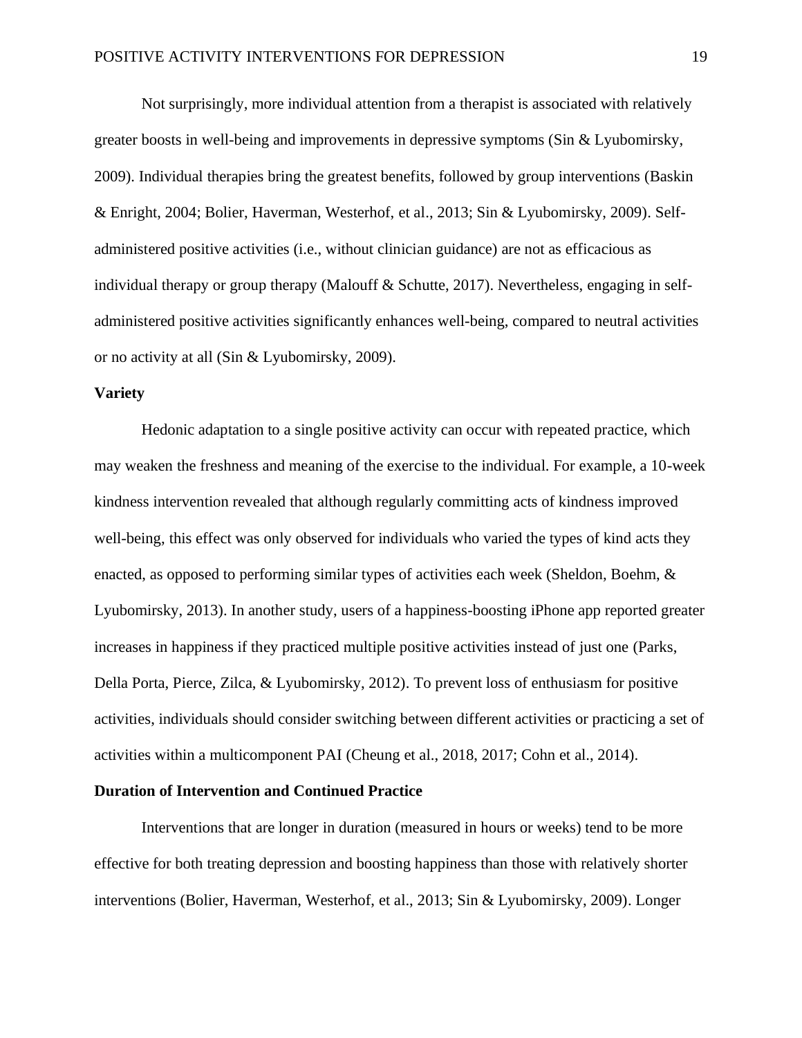Not surprisingly, more individual attention from a therapist is associated with relatively greater boosts in well-being and improvements in depressive symptoms (Sin & Lyubomirsky, 2009). Individual therapies bring the greatest benefits, followed by group interventions (Baskin & Enright, 2004; Bolier, Haverman, Westerhof, et al., 2013; Sin & Lyubomirsky, 2009). Self-administered positive activities (i.e., without clinician guidance) are not as efficacious as individual therapy or group therapy (Malouff & Schutte, 2017). Nevertheless, engaging in self-administered positive activities significantly enhances well-being, compared to neutral activities or no activity at all (Sin & Lyubomirsky, 2009).

## Variety

Hedonic adaptation to a single positive activity can occur with repeated practice, which may weaken the freshness and meaning of the exercise to the individual. For example, a 10-week kindness intervention revealed that although regularly committing acts of kindness improved well-being, this effect was only observed for individuals who varied the types of kind acts they enacted, as opposed to performing similar types of activities each week (Sheldon, Boehm, & Lyubomirsky, 2013). In another study, users of a happiness-boosting iPhone app reported greater increases in happiness if they practiced multiple positive activities instead of just one (Parks, Della Porta, Pierce, Zilca, & Lyubomirsky, 2012). To prevent loss of enthusiasm for positive activities, individuals should consider switching between different activities or practicing a set of activities within a multicomponent PAI (Cheung et al., 2018, 2017; Cohn et al., 2014).

## Duration of Intervention and Continued Practice

Interventions that are longer in duration (measured in hours or weeks) tend to be more effective for both treating depression and boosting happiness than those with relatively shorter interventions (Bolier, Haverman, Westerhof, et al., 2013; Sin & Lyubomirsky, 2009). Longer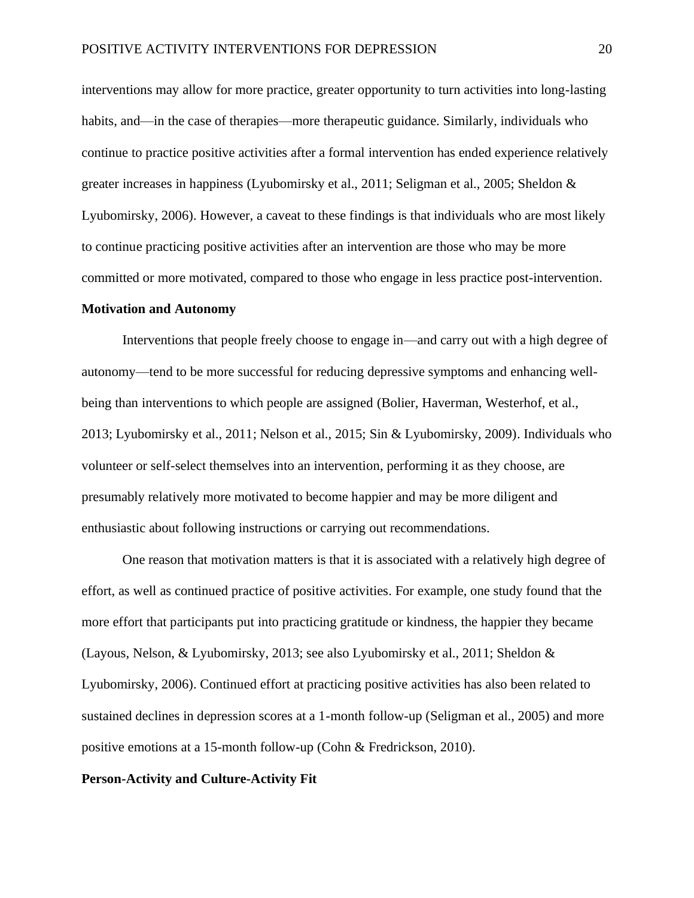interventions may allow for more practice, greater opportunity to turn activities into long-lasting habits, and—in the case of therapies—more therapeutic guidance. Similarly, individuals who continue to practice positive activities after a formal intervention has ended experience relatively greater increases in happiness (Lyubomirsky et al., 2011; Seligman et al., 2005; Sheldon & Lyubomirsky, 2006). However, a caveat to these findings is that individuals who are most likely to continue practicing positive activities after an intervention are those who may be more committed or more motivated, compared to those who engage in less practice post-intervention.

**Motivation and Autonomy**

Interventions that people freely choose to engage in—and carry out with a high degree of autonomy—tend to be more successful for reducing depressive symptoms and enhancing well-being than interventions to which people are assigned (Bolier, Haverman, Westerhof, et al., 2013; Lyubomirsky et al., 2011; Nelson et al., 2015; Sin & Lyubomirsky, 2009). Individuals who volunteer or self-select themselves into an intervention, performing it as they choose, are presumably relatively more motivated to become happier and may be more diligent and enthusiastic about following instructions or carrying out recommendations.

One reason that motivation matters is that it is associated with a relatively high degree of effort, as well as continued practice of positive activities. For example, one study found that the more effort that participants put into practicing gratitude or kindness, the happier they became (Layous, Nelson, & Lyubomirsky, 2013; see also Lyubomirsky et al., 2011; Sheldon & Lyubomirsky, 2006). Continued effort at practicing positive activities has also been related to sustained declines in depression scores at a 1-month follow-up (Seligman et al., 2005) and more positive emotions at a 15-month follow-up (Cohn & Fredrickson, 2010).

**Person-Activity and Culture-Activity Fit**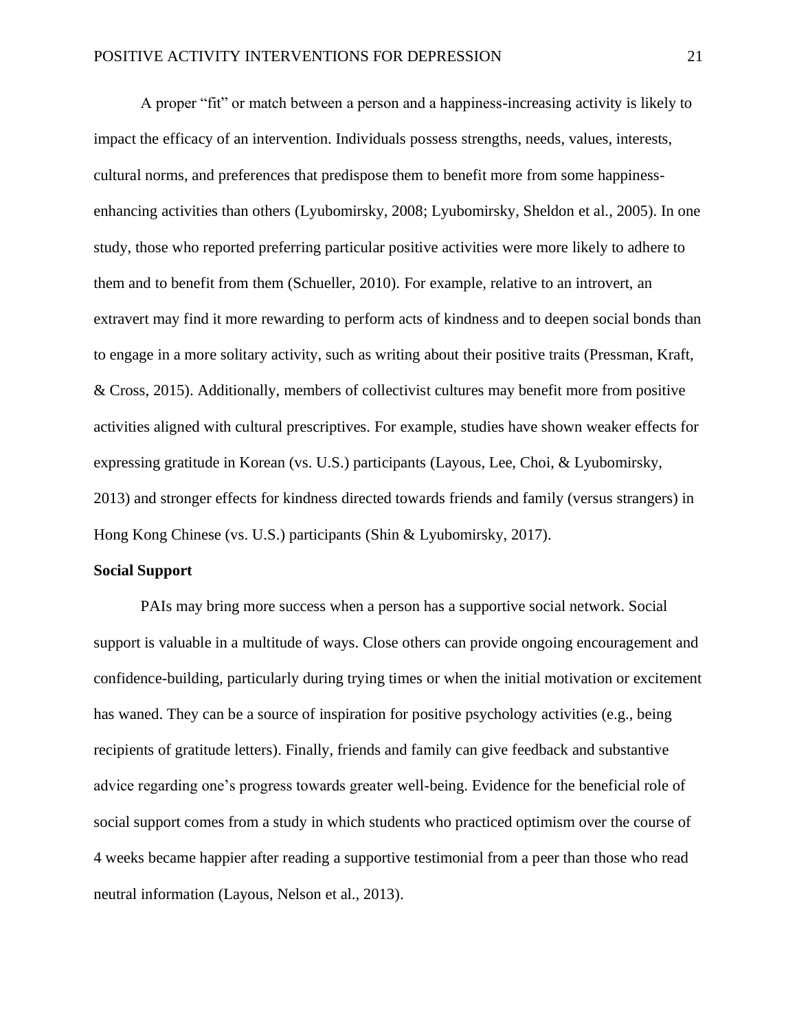A proper “fit” or match between a person and a happiness-increasing activity is likely to impact the efficacy of an intervention. Individuals possess strengths, needs, values, interests, cultural norms, and preferences that predispose them to benefit more from some happiness-enhancing activities than others (Lyubomirsky, 2008; Lyubomirsky, Sheldon et al., 2005). In one study, those who reported preferring particular positive activities were more likely to adhere to them and to benefit from them (Schueller, 2010). For example, relative to an introvert, an extravert may find it more rewarding to perform acts of kindness and to deepen social bonds than to engage in a more solitary activity, such as writing about their positive traits (Pressman, Kraft, & Cross, 2015). Additionally, members of collectivist cultures may benefit more from positive activities aligned with cultural prescriptives. For example, studies have shown weaker effects for expressing gratitude in Korean (vs. U.S.) participants (Layous, Lee, Choi, & Lyubomirsky, 2013) and stronger effects for kindness directed towards friends and family (versus strangers) in Hong Kong Chinese (vs. U.S.) participants (Shin & Lyubomirsky, 2017).

**Social Support**

PAIs may bring more success when a person has a supportive social network. Social support is valuable in a multitude of ways. Close others can provide ongoing encouragement and confidence-building, particularly during trying times or when the initial motivation or excitement has waned. They can be a source of inspiration for positive psychology activities (e.g., being recipients of gratitude letters). Finally, friends and family can give feedback and substantive advice regarding one’s progress towards greater well-being. Evidence for the beneficial role of social support comes from a study in which students who practiced optimism over the course of 4 weeks became happier after reading a supportive testimonial from a peer than those who read neutral information (Layous, Nelson et al., 2013).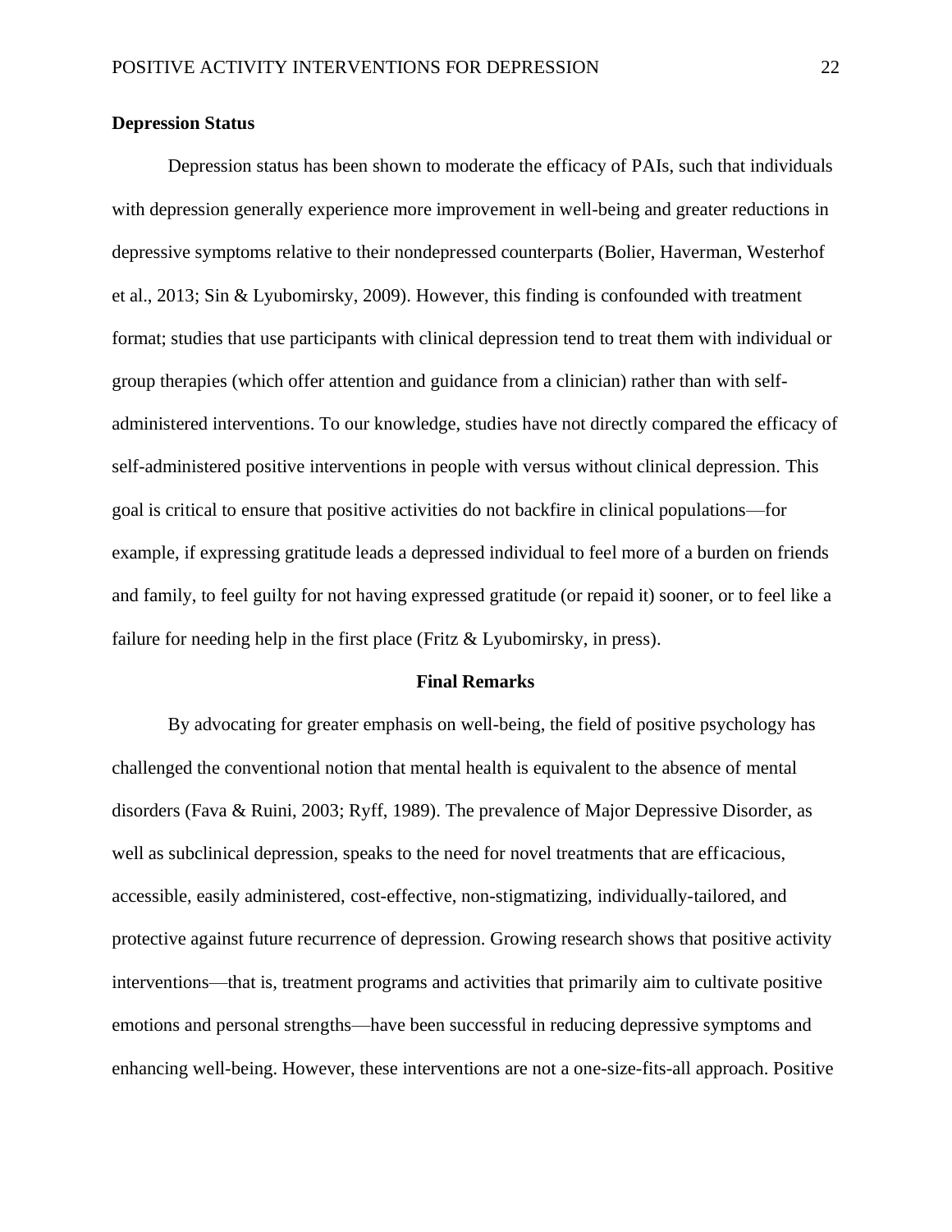### Depression Status

Depression status has been shown to moderate the efficacy of PAIs, such that individuals with depression generally experience more improvement in well-being and greater reductions in depressive symptoms relative to their nondepressed counterparts (Bolier, Haverman, Westerhof et al., 2013; Sin & Lyubomirsky, 2009). However, this finding is confounded with treatment format; studies that use participants with clinical depression tend to treat them with individual or group therapies (which offer attention and guidance from a clinician) rather than with self-administered interventions. To our knowledge, studies have not directly compared the efficacy of self-administered positive interventions in people with versus without clinical depression. This goal is critical to ensure that positive activities do not backfire in clinical populations—for example, if expressing gratitude leads a depressed individual to feel more of a burden on friends and family, to feel guilty for not having expressed gratitude (or repaid it) sooner, or to feel like a failure for needing help in the first place (Fritz & Lyubomirsky, in press).

## Final Remarks

By advocating for greater emphasis on well-being, the field of positive psychology has challenged the conventional notion that mental health is equivalent to the absence of mental disorders (Fava & Ruini, 2003; Ryff, 1989). The prevalence of Major Depressive Disorder, as well as subclinical depression, speaks to the need for novel treatments that are efficacious, accessible, easily administered, cost-effective, non-stigmatizing, individually-tailored, and protective against future recurrence of depression. Growing research shows that positive activity interventions—that is, treatment programs and activities that primarily aim to cultivate positive emotions and personal strengths—have been successful in reducing depressive symptoms and enhancing well-being. However, these interventions are not a one-size-fits-all approach. Positive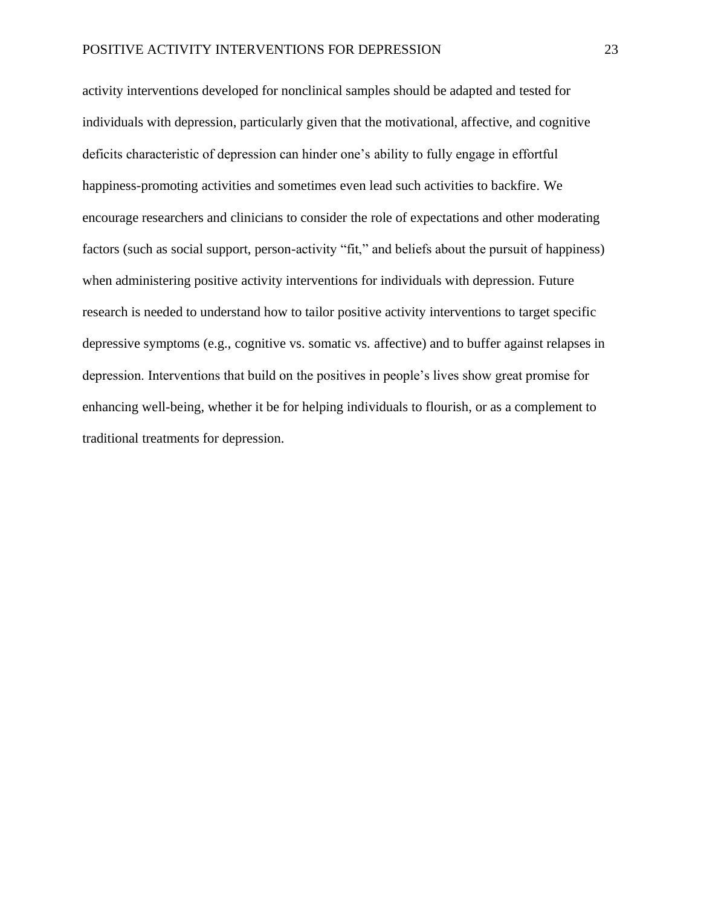activity interventions developed for nonclinical samples should be adapted and tested for individuals with depression, particularly given that the motivational, affective, and cognitive deficits characteristic of depression can hinder one's ability to fully engage in effortful happiness-promoting activities and sometimes even lead such activities to backfire. We encourage researchers and clinicians to consider the role of expectations and other moderating factors (such as social support, person-activity "fit," and beliefs about the pursuit of happiness) when administering positive activity interventions for individuals with depression. Future research is needed to understand how to tailor positive activity interventions to target specific depressive symptoms (e.g., cognitive vs. somatic vs. affective) and to buffer against relapses in depression. Interventions that build on the positives in people's lives show great promise for enhancing well-being, whether it be for helping individuals to flourish, or as a complement to traditional treatments for depression.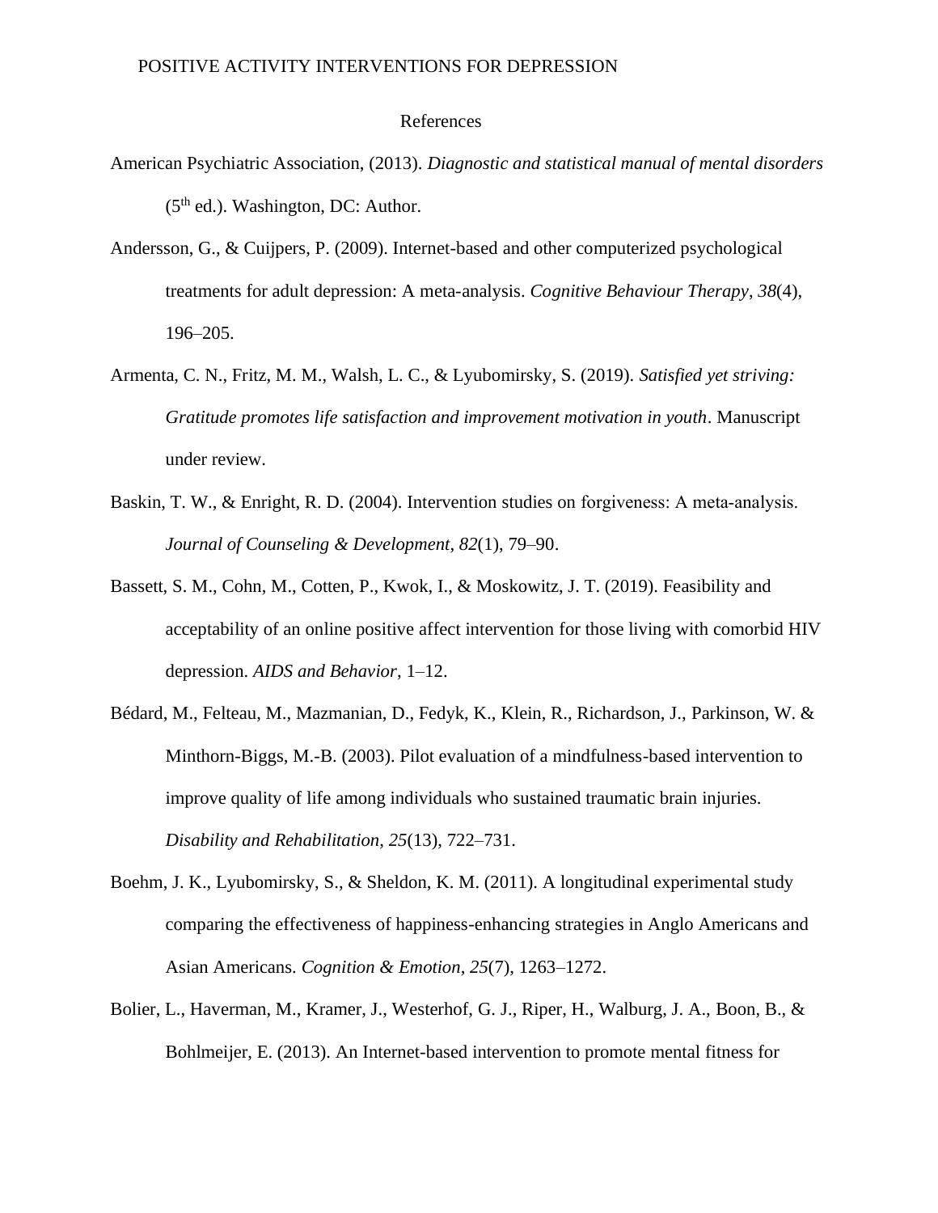## References

American Psychiatric Association, (2013). *Diagnostic and statistical manual of mental disorders* (5th ed.). Washington, DC: Author.

Andersson, G., & Cuijpers, P. (2009). Internet-based and other computerized psychological treatments for adult depression: A meta-analysis. *Cognitive Behaviour Therapy*, *38*(4), 196–205.

Armenta, C. N., Fritz, M. M., Walsh, L. C., & Lyubomirsky, S. (2019). *Satisfied yet striving: Gratitude promotes life satisfaction and improvement motivation in youth*. Manuscript under review.

Baskin, T. W., & Enright, R. D. (2004). Intervention studies on forgiveness: A meta-analysis. *Journal of Counseling & Development*, *82*(1), 79–90.

Bassett, S. M., Cohn, M., Cotten, P., Kwok, I., & Moskowitz, J. T. (2019). Feasibility and acceptability of an online positive affect intervention for those living with comorbid HIV depression. *AIDS and Behavior*, 1–12.

Bédard, M., Felteau, M., Mazmanian, D., Fedyk, K., Klein, R., Richardson, J., Parkinson, W. & Minthorn-Biggs, M.-B. (2003). Pilot evaluation of a mindfulness-based intervention to improve quality of life among individuals who sustained traumatic brain injuries. *Disability and Rehabilitation*, *25*(13), 722–731.

Boehm, J. K., Lyubomirsky, S., & Sheldon, K. M. (2011). A longitudinal experimental study comparing the effectiveness of happiness-enhancing strategies in Anglo Americans and Asian Americans. *Cognition & Emotion*, *25*(7), 1263–1272.

Bolier, L., Haverman, M., Kramer, J., Westerhof, G. J., Riper, H., Walburg, J. A., Boon, B., & Bohlmeijer, E. (2013). An Internet-based intervention to promote mental fitness for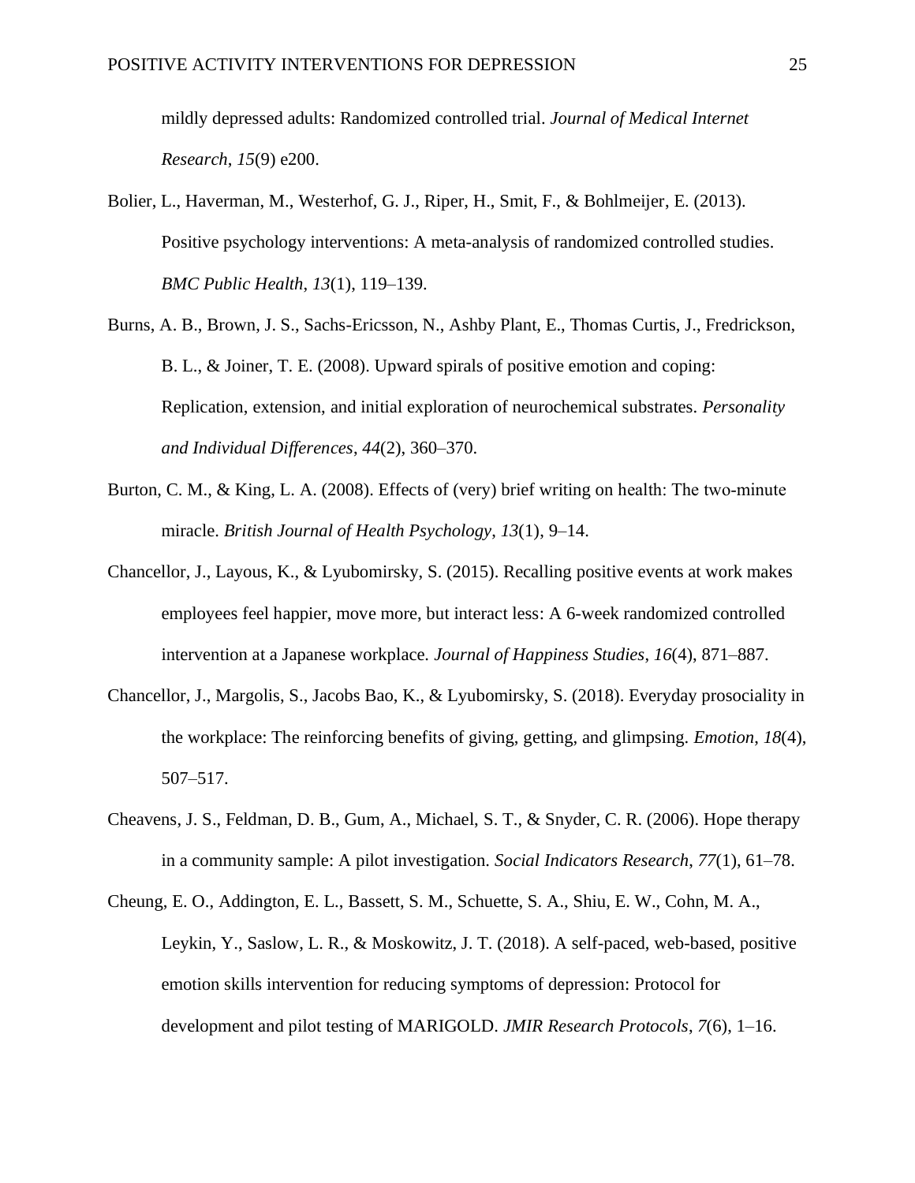mildly depressed adults: Randomized controlled trial. *Journal of Medical Internet Research*, *15*(9) e200.

Bolier, L., Haverman, M., Westerhof, G. J., Riper, H., Smit, F., & Bohlmeijer, E. (2013). Positive psychology interventions: A meta-analysis of randomized controlled studies. *BMC Public Health*, *13*(1), 119–139.

Burns, A. B., Brown, J. S., Sachs-Ericsson, N., Ashby Plant, E., Thomas Curtis, J., Fredrickson, B. L., & Joiner, T. E. (2008). Upward spirals of positive emotion and coping: Replication, extension, and initial exploration of neurochemical substrates. *Personality and Individual Differences*, *44*(2), 360–370.

Burton, C. M., & King, L. A. (2008). Effects of (very) brief writing on health: The two-minute miracle. *British Journal of Health Psychology*, *13*(1), 9–14.

Chancellor, J., Layous, K., & Lyubomirsky, S. (2015). Recalling positive events at work makes employees feel happier, move more, but interact less: A 6-week randomized controlled intervention at a Japanese workplace. *Journal of Happiness Studies*, *16*(4), 871–887.

Chancellor, J., Margolis, S., Jacobs Bao, K., & Lyubomirsky, S. (2018). Everyday prosociality in the workplace: The reinforcing benefits of giving, getting, and glimpsing. *Emotion*, *18*(4), 507–517.

Cheavens, J. S., Feldman, D. B., Gum, A., Michael, S. T., & Snyder, C. R. (2006). Hope therapy in a community sample: A pilot investigation. *Social Indicators Research*, *77*(1), 61–78.

Cheung, E. O., Addington, E. L., Bassett, S. M., Schuette, S. A., Shiu, E. W., Cohn, M. A., Leykin, Y., Saslow, L. R., & Moskowitz, J. T. (2018). A self-paced, web-based, positive emotion skills intervention for reducing symptoms of depression: Protocol for development and pilot testing of MARIGOLD. *JMIR Research Protocols*, *7*(6), 1–16.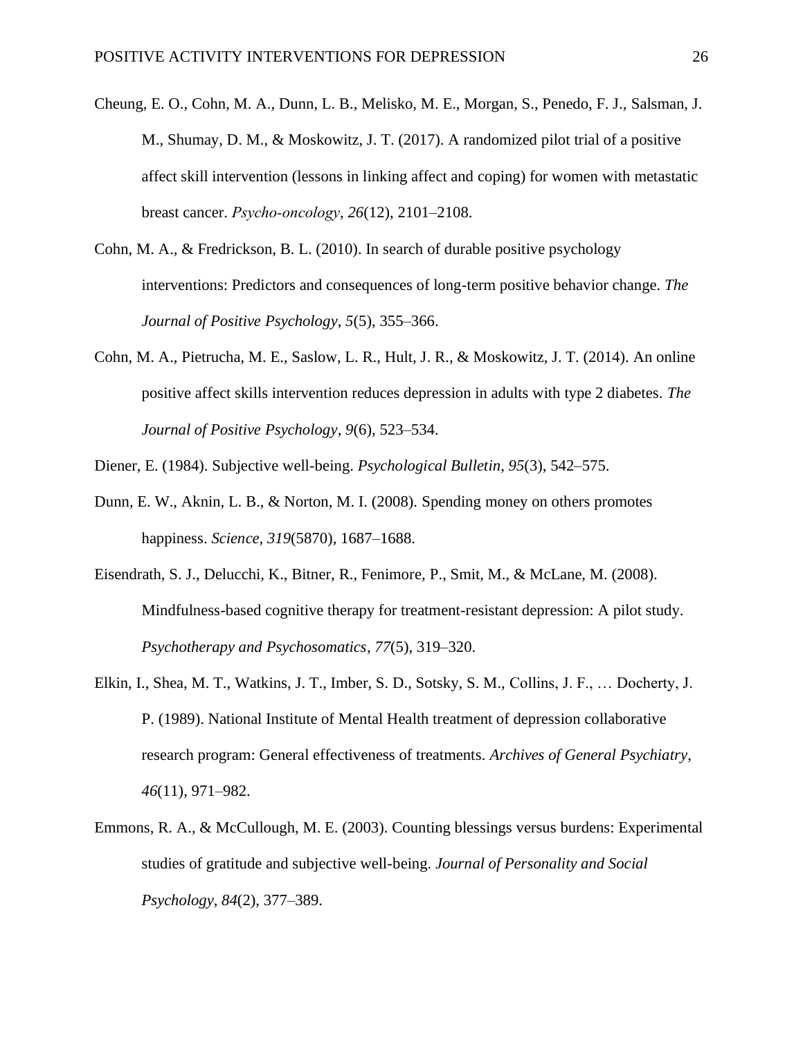Cheung, E. O., Cohn, M. A., Dunn, L. B., Melisko, M. E., Morgan, S., Penedo, F. J., Salsman, J. M., Shumay, D. M., & Moskowitz, J. T. (2017). A randomized pilot trial of a positive affect skill intervention (lessons in linking affect and coping) for women with metastatic breast cancer. *Psycho-oncology*, *26*(12), 2101–2108.

Cohn, M. A., & Fredrickson, B. L. (2010). In search of durable positive psychology interventions: Predictors and consequences of long-term positive behavior change. *The Journal of Positive Psychology*, *5*(5), 355–366.

Cohn, M. A., Pietrucha, M. E., Saslow, L. R., Hult, J. R., & Moskowitz, J. T. (2014). An online positive affect skills intervention reduces depression in adults with type 2 diabetes. *The Journal of Positive Psychology*, *9*(6), 523–534.

Diener, E. (1984). Subjective well-being. *Psychological Bulletin*, *95*(3), 542–575.

Dunn, E. W., Aknin, L. B., & Norton, M. I. (2008). Spending money on others promotes happiness. *Science*, *319*(5870), 1687–1688.

Eisendrath, S. J., Delucchi, K., Bitner, R., Fenimore, P., Smit, M., & McLane, M. (2008). Mindfulness-based cognitive therapy for treatment-resistant depression: A pilot study. *Psychotherapy and Psychosomatics*, *77*(5), 319–320.

Elkin, I., Shea, M. T., Watkins, J. T., Imber, S. D., Sotsky, S. M., Collins, J. F., … Docherty, J. P. (1989). National Institute of Mental Health treatment of depression collaborative research program: General effectiveness of treatments. *Archives of General Psychiatry*, *46*(11), 971–982.

Emmons, R. A., & McCullough, M. E. (2003). Counting blessings versus burdens: Experimental studies of gratitude and subjective well-being. *Journal of Personality and Social Psychology*, *84*(2), 377–389.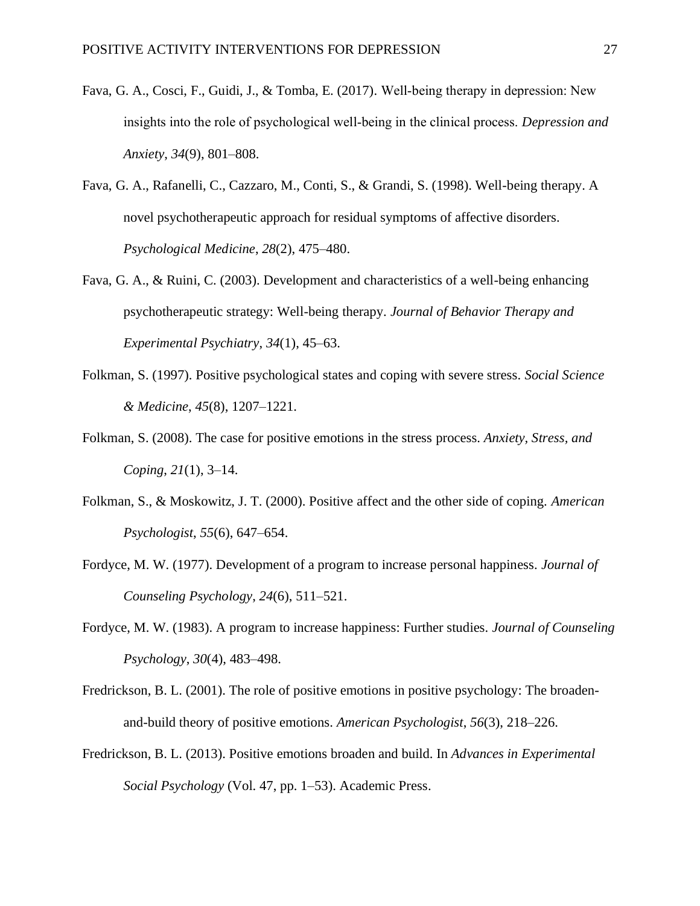Fava, G. A., Cosci, F., Guidi, J., & Tomba, E. (2017). Well-being therapy in depression: New insights into the role of psychological well-being in the clinical process. *Depression and Anxiety*, *34*(9), 801–808.

Fava, G. A., Rafanelli, C., Cazzaro, M., Conti, S., & Grandi, S. (1998). Well-being therapy. A novel psychotherapeutic approach for residual symptoms of affective disorders. *Psychological Medicine*, *28*(2), 475–480.

Fava, G. A., & Ruini, C. (2003). Development and characteristics of a well-being enhancing psychotherapeutic strategy: Well-being therapy. *Journal of Behavior Therapy and Experimental Psychiatry*, *34*(1), 45–63.

Folkman, S. (1997). Positive psychological states and coping with severe stress. *Social Science & Medicine*, *45*(8), 1207–1221.

Folkman, S. (2008). The case for positive emotions in the stress process. *Anxiety, Stress, and Coping*, *21*(1), 3–14.

Folkman, S., & Moskowitz, J. T. (2000). Positive affect and the other side of coping. *American Psychologist*, *55*(6), 647–654.

Fordyce, M. W. (1977). Development of a program to increase personal happiness. *Journal of Counseling Psychology*, *24*(6), 511–521.

Fordyce, M. W. (1983). A program to increase happiness: Further studies. *Journal of Counseling Psychology*, *30*(4), 483–498.

Fredrickson, B. L. (2001). The role of positive emotions in positive psychology: The broaden-and-build theory of positive emotions. *American Psychologist*, *56*(3), 218–226.

Fredrickson, B. L. (2013). Positive emotions broaden and build. In *Advances in Experimental Social Psychology* (Vol. 47, pp. 1–53). Academic Press.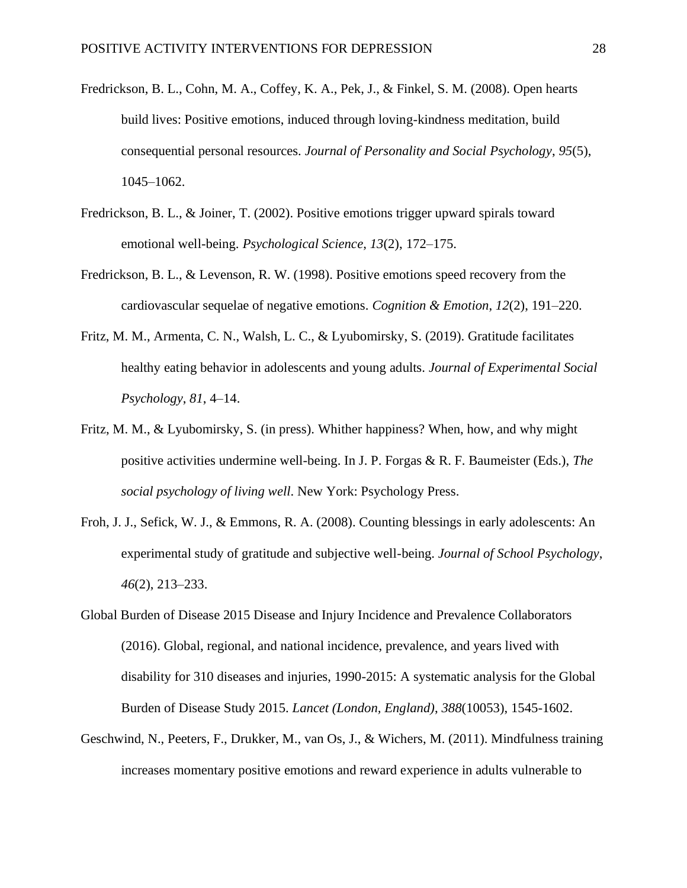Fredrickson, B. L., Cohn, M. A., Coffey, K. A., Pek, J., & Finkel, S. M. (2008). Open hearts build lives: Positive emotions, induced through loving-kindness meditation, build consequential personal resources. *Journal of Personality and Social Psychology*, *95*(5), 1045–1062.

Fredrickson, B. L., & Joiner, T. (2002). Positive emotions trigger upward spirals toward emotional well-being. *Psychological Science*, *13*(2), 172–175.

Fredrickson, B. L., & Levenson, R. W. (1998). Positive emotions speed recovery from the cardiovascular sequelae of negative emotions. *Cognition & Emotion*, *12*(2), 191–220.

Fritz, M. M., Armenta, C. N., Walsh, L. C., & Lyubomirsky, S. (2019). Gratitude facilitates healthy eating behavior in adolescents and young adults. *Journal of Experimental Social Psychology*, *81*, 4–14.

Fritz, M. M., & Lyubomirsky, S. (in press). Whither happiness? When, how, and why might positive activities undermine well-being. In J. P. Forgas & R. F. Baumeister (Eds.), *The social psychology of living well*. New York: Psychology Press.

Froh, J. J., Sefick, W. J., & Emmons, R. A. (2008). Counting blessings in early adolescents: An experimental study of gratitude and subjective well-being. *Journal of School Psychology*, *46*(2), 213–233.

Global Burden of Disease 2015 Disease and Injury Incidence and Prevalence Collaborators (2016). Global, regional, and national incidence, prevalence, and years lived with disability for 310 diseases and injuries, 1990-2015: A systematic analysis for the Global Burden of Disease Study 2015. *Lancet (London, England)*, *388*(10053), 1545-1602.

Geschwind, N., Peeters, F., Drukker, M., van Os, J., & Wichers, M. (2011). Mindfulness training increases momentary positive emotions and reward experience in adults vulnerable to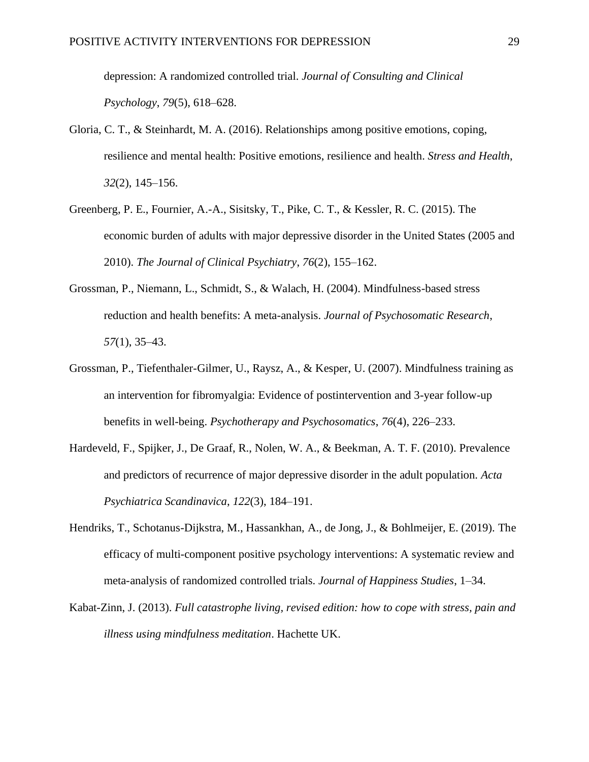depression: A randomized controlled trial. *Journal of Consulting and Clinical Psychology*, *79*(5), 618–628.

Gloria, C. T., & Steinhardt, M. A. (2016). Relationships among positive emotions, coping, resilience and mental health: Positive emotions, resilience and health. *Stress and Health*, *32*(2), 145–156.

Greenberg, P. E., Fournier, A.-A., Sisitsky, T., Pike, C. T., & Kessler, R. C. (2015). The economic burden of adults with major depressive disorder in the United States (2005 and 2010). *The Journal of Clinical Psychiatry*, *76*(2), 155–162.

Grossman, P., Niemann, L., Schmidt, S., & Walach, H. (2004). Mindfulness-based stress reduction and health benefits: A meta-analysis. *Journal of Psychosomatic Research*, *57*(1), 35–43.

Grossman, P., Tiefenthaler-Gilmer, U., Raysz, A., & Kesper, U. (2007). Mindfulness training as an intervention for fibromyalgia: Evidence of postintervention and 3-year follow-up benefits in well-being. *Psychotherapy and Psychosomatics*, *76*(4), 226–233.

Hardeveld, F., Spijker, J., De Graaf, R., Nolen, W. A., & Beekman, A. T. F. (2010). Prevalence and predictors of recurrence of major depressive disorder in the adult population. *Acta Psychiatrica Scandinavica*, *122*(3), 184–191.

Hendriks, T., Schotanus-Dijkstra, M., Hassankhan, A., de Jong, J., & Bohlmeijer, E. (2019). The efficacy of multi-component positive psychology interventions: A systematic review and meta-analysis of randomized controlled trials. *Journal of Happiness Studies*, 1–34.

Kabat-Zinn, J. (2013). *Full catastrophe living, revised edition: how to cope with stress, pain and illness using mindfulness meditation*. Hachette UK.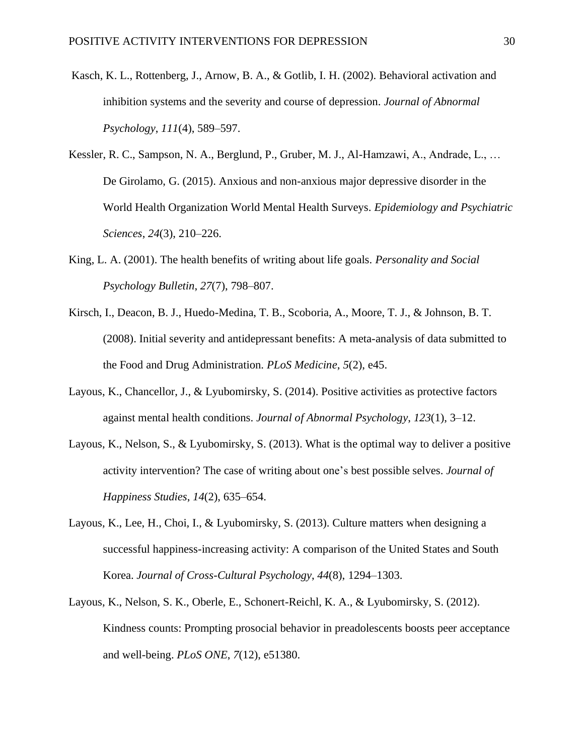Kasch, K. L., Rottenberg, J., Arnow, B. A., & Gotlib, I. H. (2002). Behavioral activation and inhibition systems and the severity and course of depression. *Journal of Abnormal Psychology*, *111*(4), 589–597.

Kessler, R. C., Sampson, N. A., Berglund, P., Gruber, M. J., Al-Hamzawi, A., Andrade, L., … De Girolamo, G. (2015). Anxious and non-anxious major depressive disorder in the World Health Organization World Mental Health Surveys. *Epidemiology and Psychiatric Sciences*, *24*(3), 210–226.

King, L. A. (2001). The health benefits of writing about life goals. *Personality and Social Psychology Bulletin*, *27*(7), 798–807.

Kirsch, I., Deacon, B. J., Huedo-Medina, T. B., Scoboria, A., Moore, T. J., & Johnson, B. T. (2008). Initial severity and antidepressant benefits: A meta-analysis of data submitted to the Food and Drug Administration. *PLoS Medicine*, *5*(2), e45.

Layous, K., Chancellor, J., & Lyubomirsky, S. (2014). Positive activities as protective factors against mental health conditions. *Journal of Abnormal Psychology*, *123*(1), 3–12.

Layous, K., Nelson, S., & Lyubomirsky, S. (2013). What is the optimal way to deliver a positive activity intervention? The case of writing about one's best possible selves. *Journal of Happiness Studies*, *14*(2), 635–654.

Layous, K., Lee, H., Choi, I., & Lyubomirsky, S. (2013). Culture matters when designing a successful happiness-increasing activity: A comparison of the United States and South Korea. *Journal of Cross-Cultural Psychology*, *44*(8), 1294–1303.

Layous, K., Nelson, S. K., Oberle, E., Schonert-Reichl, K. A., & Lyubomirsky, S. (2012). Kindness counts: Prompting prosocial behavior in preadolescents boosts peer acceptance and well-being. *PLoS ONE*, *7*(12), e51380.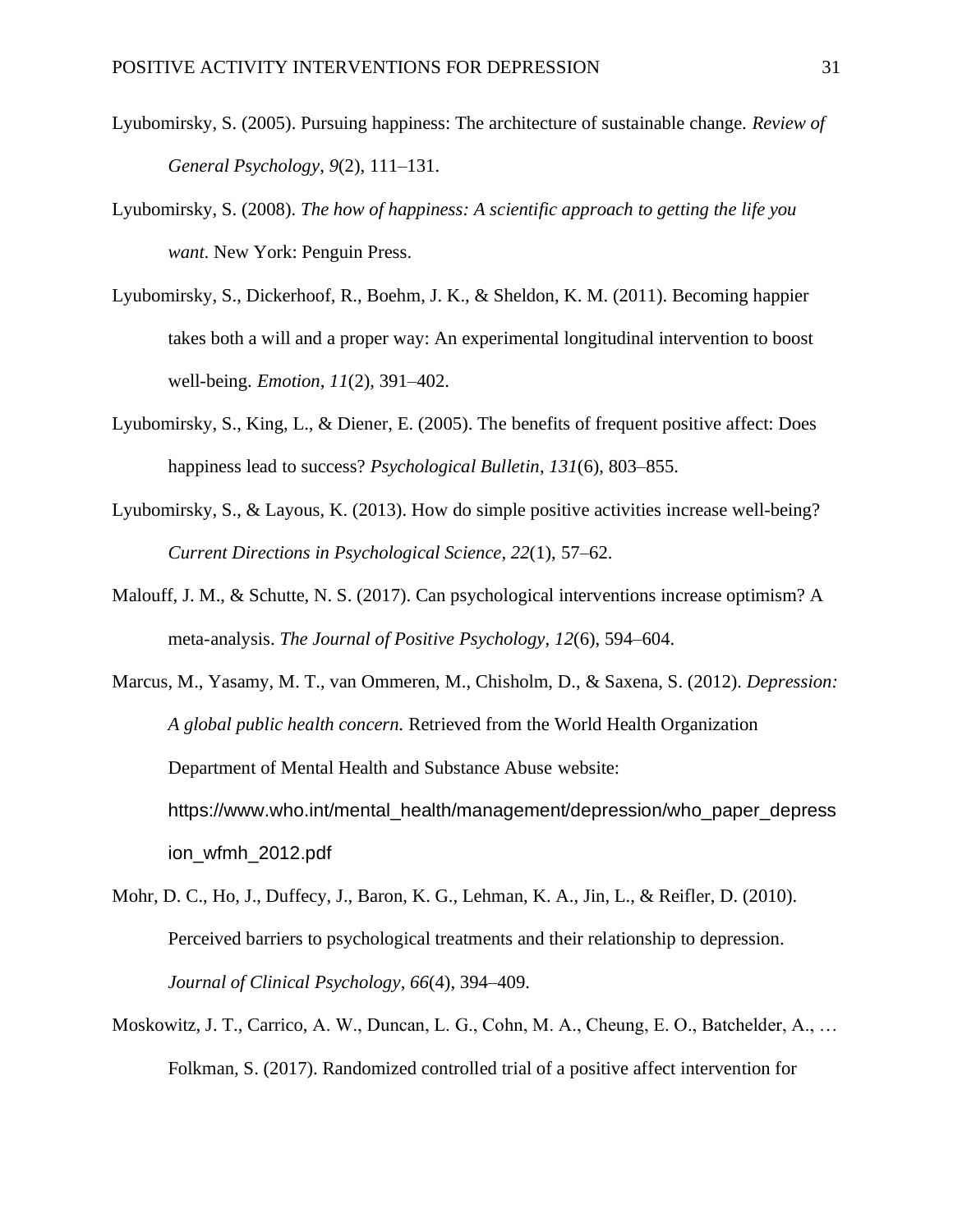Lyubomirsky, S. (2005). Pursuing happiness: The architecture of sustainable change. *Review of General Psychology*, *9*(2), 111–131.

Lyubomirsky, S. (2008). *The how of happiness: A scientific approach to getting the life you want.* New York: Penguin Press.

Lyubomirsky, S., Dickerhoof, R., Boehm, J. K., & Sheldon, K. M. (2011). Becoming happier takes both a will and a proper way: An experimental longitudinal intervention to boost well-being. *Emotion*, *11*(2), 391–402.

Lyubomirsky, S., King, L., & Diener, E. (2005). The benefits of frequent positive affect: Does happiness lead to success? *Psychological Bulletin*, *131*(6), 803–855.

Lyubomirsky, S., & Layous, K. (2013). How do simple positive activities increase well-being? *Current Directions in Psychological Science*, *22*(1), 57–62.

Malouff, J. M., & Schutte, N. S. (2017). Can psychological interventions increase optimism? A meta-analysis. *The Journal of Positive Psychology*, *12*(6), 594–604.

Marcus, M., Yasamy, M. T., van Ommeren, M., Chisholm, D., & Saxena, S. (2012). *Depression: A global public health concern.* Retrieved from the World Health Organization Department of Mental Health and Substance Abuse website: https://www.who.int/mental_health/management/depression/who_paper_depression_wfmh_2012.pdf

Mohr, D. C., Ho, J., Duffecy, J., Baron, K. G., Lehman, K. A., Jin, L., & Reifler, D. (2010). Perceived barriers to psychological treatments and their relationship to depression. *Journal of Clinical Psychology*, *66*(4), 394–409.

Moskowitz, J. T., Carrico, A. W., Duncan, L. G., Cohn, M. A., Cheung, E. O., Batchelder, A., … Folkman, S. (2017). Randomized controlled trial of a positive affect intervention for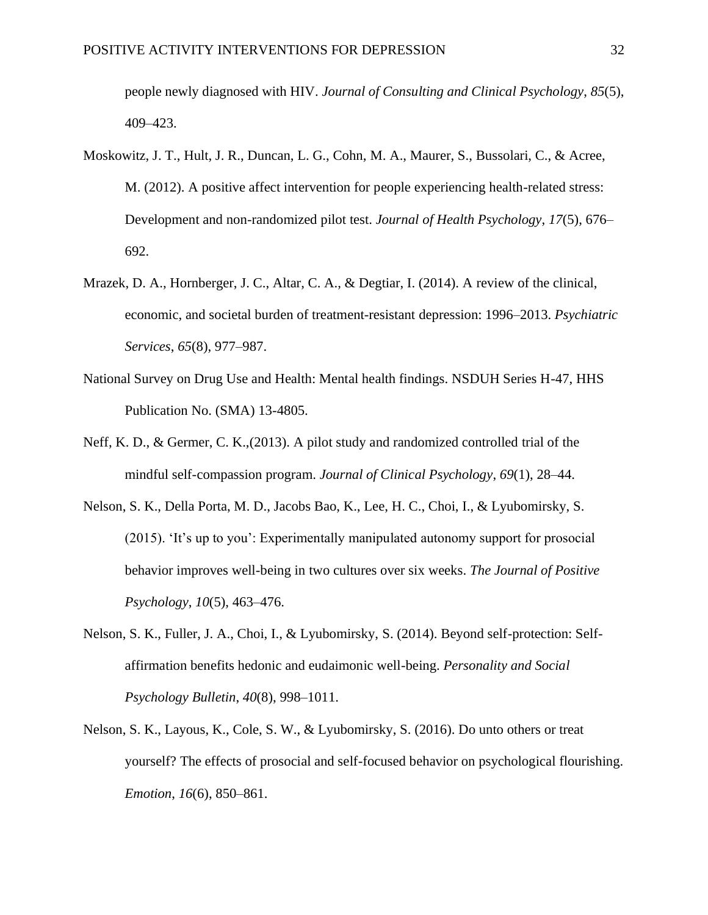people newly diagnosed with HIV. *Journal of Consulting and Clinical Psychology*, *85*(5), 409–423.

Moskowitz, J. T., Hult, J. R., Duncan, L. G., Cohn, M. A., Maurer, S., Bussolari, C., & Acree, M. (2012). A positive affect intervention for people experiencing health-related stress: Development and non-randomized pilot test. *Journal of Health Psychology*, *17*(5), 676–692.

Mrazek, D. A., Hornberger, J. C., Altar, C. A., & Degtiar, I. (2014). A review of the clinical, economic, and societal burden of treatment-resistant depression: 1996–2013. *Psychiatric Services*, *65*(8), 977–987.

National Survey on Drug Use and Health: Mental health findings. NSDUH Series H-47, HHS Publication No. (SMA) 13-4805.

Neff, K. D., & Germer, C. K.,(2013). A pilot study and randomized controlled trial of the mindful self-compassion program. *Journal of Clinical Psychology*, *69*(1), 28–44.

Nelson, S. K., Della Porta, M. D., Jacobs Bao, K., Lee, H. C., Choi, I., & Lyubomirsky, S. (2015). 'It's up to you': Experimentally manipulated autonomy support for prosocial behavior improves well-being in two cultures over six weeks. *The Journal of Positive Psychology*, *10*(5), 463–476.

Nelson, S. K., Fuller, J. A., Choi, I., & Lyubomirsky, S. (2014). Beyond self-protection: Self-affirmation benefits hedonic and eudaimonic well-being. *Personality and Social Psychology Bulletin*, *40*(8), 998–1011.

Nelson, S. K., Layous, K., Cole, S. W., & Lyubomirsky, S. (2016). Do unto others or treat yourself? The effects of prosocial and self-focused behavior on psychological flourishing. *Emotion*, *16*(6), 850–861.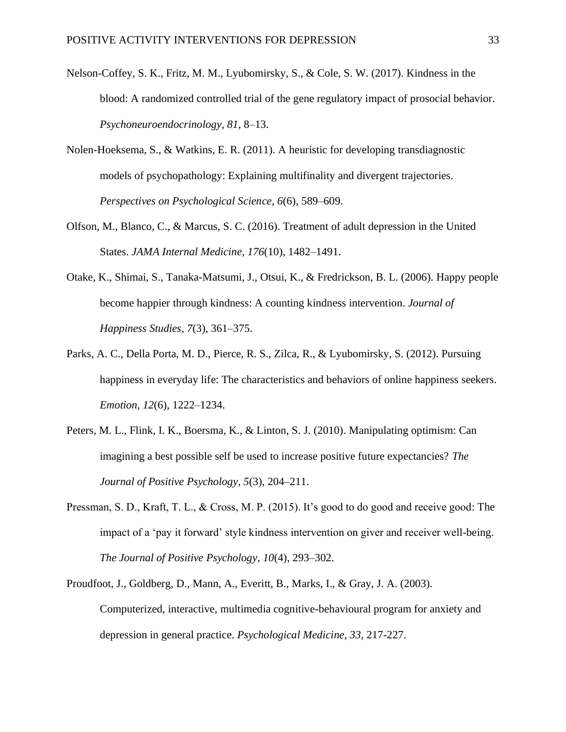Nelson-Coffey, S. K., Fritz, M. M., Lyubomirsky, S., & Cole, S. W. (2017). Kindness in the blood: A randomized controlled trial of the gene regulatory impact of prosocial behavior. *Psychoneuroendocrinology*, *81*, 8–13.

Nolen-Hoeksema, S., & Watkins, E. R. (2011). A heuristic for developing transdiagnostic models of psychopathology: Explaining multifinality and divergent trajectories. *Perspectives on Psychological Science*, *6*(6), 589–609.

Olfson, M., Blanco, C., & Marcus, S. C. (2016). Treatment of adult depression in the United States. *JAMA Internal Medicine*, *176*(10), 1482–1491.

Otake, K., Shimai, S., Tanaka-Matsumi, J., Otsui, K., & Fredrickson, B. L. (2006). Happy people become happier through kindness: A counting kindness intervention. *Journal of Happiness Studies*, *7*(3), 361–375.

Parks, A. C., Della Porta, M. D., Pierce, R. S., Zilca, R., & Lyubomirsky, S. (2012). Pursuing happiness in everyday life: The characteristics and behaviors of online happiness seekers. *Emotion*, *12*(6), 1222–1234.

Peters, M. L., Flink, I. K., Boersma, K., & Linton, S. J. (2010). Manipulating optimism: Can imagining a best possible self be used to increase positive future expectancies? *The Journal of Positive Psychology*, *5*(3), 204–211.

Pressman, S. D., Kraft, T. L., & Cross, M. P. (2015). It's good to do good and receive good: The impact of a 'pay it forward' style kindness intervention on giver and receiver well-being. *The Journal of Positive Psychology*, *10*(4), 293–302.

Proudfoot, J., Goldberg, D., Mann, A., Everitt, B., Marks, I., & Gray, J. A. (2003). Computerized, interactive, multimedia cognitive-behavioural program for anxiety and depression in general practice. *Psychological Medicine, 33*, 217-227.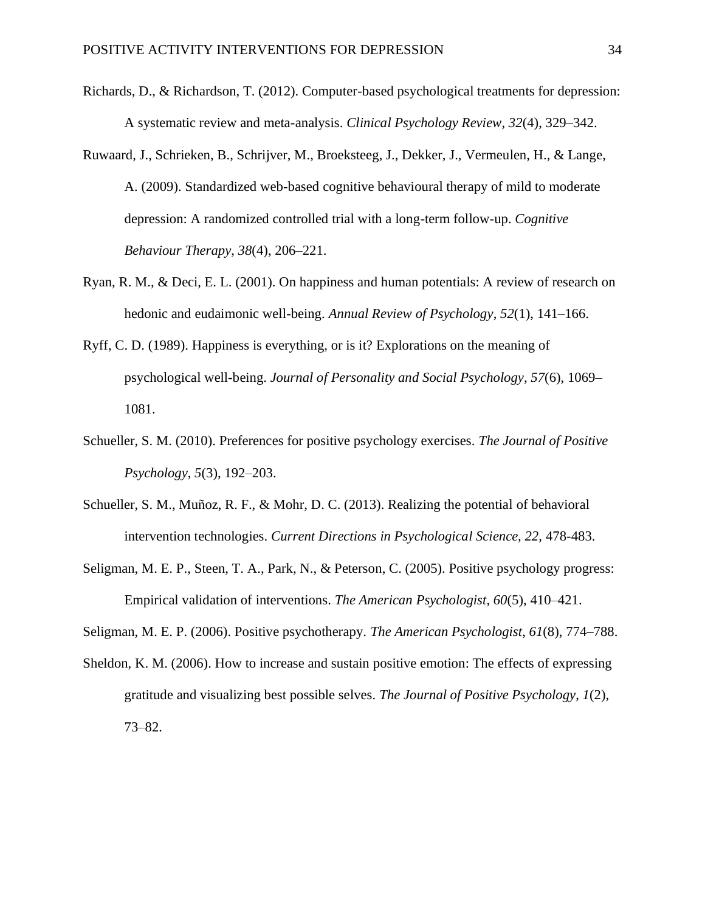Richards, D., & Richardson, T. (2012). Computer-based psychological treatments for depression: A systematic review and meta-analysis. *Clinical Psychology Review*, *32*(4), 329–342.

Ruwaard, J., Schrieken, B., Schrijver, M., Broeksteeg, J., Dekker, J., Vermeulen, H., & Lange, A. (2009). Standardized web-based cognitive behavioural therapy of mild to moderate depression: A randomized controlled trial with a long-term follow-up. *Cognitive Behaviour Therapy*, *38*(4), 206–221.

Ryan, R. M., & Deci, E. L. (2001). On happiness and human potentials: A review of research on hedonic and eudaimonic well-being. *Annual Review of Psychology*, *52*(1), 141–166.

Ryff, C. D. (1989). Happiness is everything, or is it? Explorations on the meaning of psychological well-being. *Journal of Personality and Social Psychology*, *57*(6), 1069–1081.

Schueller, S. M. (2010). Preferences for positive psychology exercises. *The Journal of Positive Psychology*, *5*(3), 192–203.

Schueller, S. M., Muñoz, R. F., & Mohr, D. C. (2013). Realizing the potential of behavioral intervention technologies. *Current Directions in Psychological Science, 22,* 478-483.

Seligman, M. E. P., Steen, T. A., Park, N., & Peterson, C. (2005). Positive psychology progress: Empirical validation of interventions. *The American Psychologist*, *60*(5), 410–421.

Seligman, M. E. P. (2006). Positive psychotherapy. *The American Psychologist*, *61*(8), 774–788.

Sheldon, K. M. (2006). How to increase and sustain positive emotion: The effects of expressing gratitude and visualizing best possible selves. *The Journal of Positive Psychology*, *1*(2), 73–82.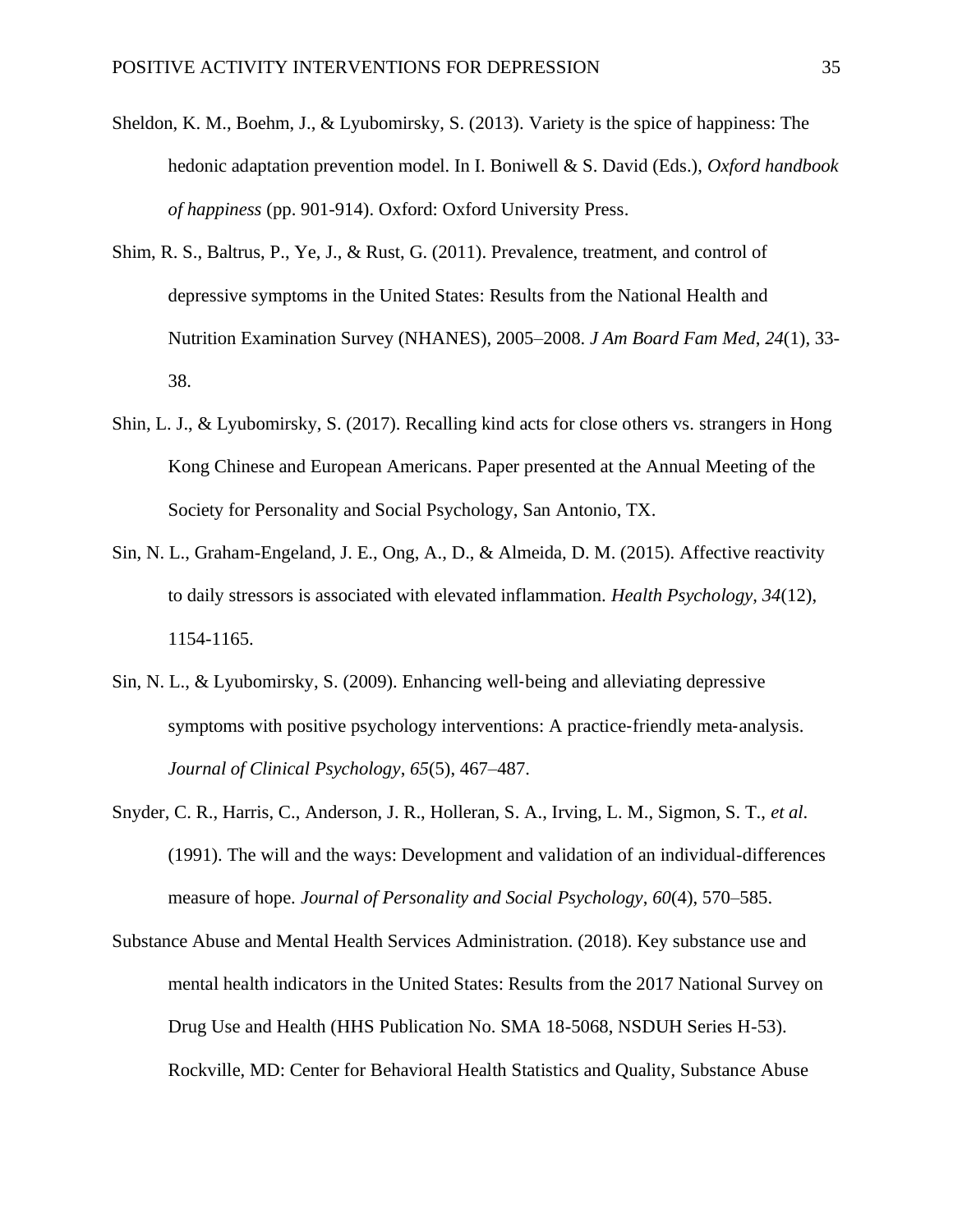Sheldon, K. M., Boehm, J., & Lyubomirsky, S. (2013). Variety is the spice of happiness: The hedonic adaptation prevention model. In I. Boniwell & S. David (Eds.), *Oxford handbook of happiness* (pp. 901-914). Oxford: Oxford University Press.

Shim, R. S., Baltrus, P., Ye, J., & Rust, G. (2011). Prevalence, treatment, and control of depressive symptoms in the United States: Results from the National Health and Nutrition Examination Survey (NHANES), 2005–2008. *J Am Board Fam Med*, *24*(1), 33-38.

Shin, L. J., & Lyubomirsky, S. (2017). Recalling kind acts for close others vs. strangers in Hong Kong Chinese and European Americans. Paper presented at the Annual Meeting of the Society for Personality and Social Psychology, San Antonio, TX.

Sin, N. L., Graham-Engeland, J. E., Ong, A., D., & Almeida, D. M. (2015). Affective reactivity to daily stressors is associated with elevated inflammation. *Health Psychology, 34*(12), 1154-1165.

Sin, N. L., & Lyubomirsky, S. (2009). Enhancing well‐being and alleviating depressive symptoms with positive psychology interventions: A practice‐friendly meta‐analysis. *Journal of Clinical Psychology*, *65*(5), 467–487.

Snyder, C. R., Harris, C., Anderson, J. R., Holleran, S. A., Irving, L. M., Sigmon, S. T., *et al*. (1991). The will and the ways: Development and validation of an individual-differences measure of hope. *Journal of Personality and Social Psychology*, *60*(4), 570–585.

Substance Abuse and Mental Health Services Administration. (2018). Key substance use and mental health indicators in the United States: Results from the 2017 National Survey on Drug Use and Health (HHS Publication No. SMA 18-5068, NSDUH Series H-53). Rockville, MD: Center for Behavioral Health Statistics and Quality, Substance Abuse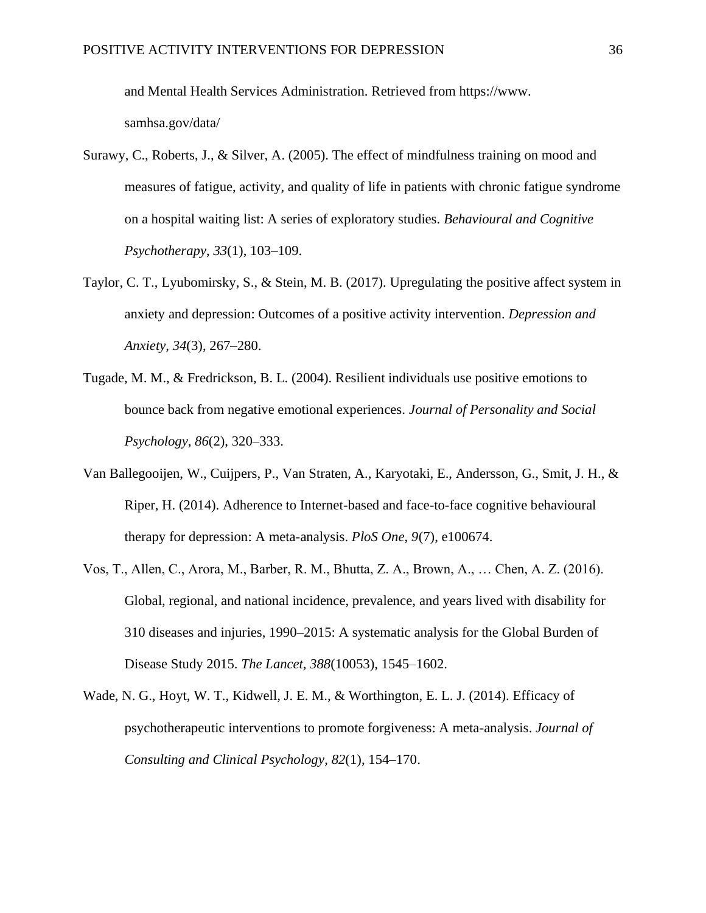and Mental Health Services Administration. Retrieved from https://www.samhsa.gov/data/

Surawy, C., Roberts, J., & Silver, A. (2005). The effect of mindfulness training on mood and measures of fatigue, activity, and quality of life in patients with chronic fatigue syndrome on a hospital waiting list: A series of exploratory studies. *Behavioural and Cognitive Psychotherapy*, *33*(1), 103–109.

Taylor, C. T., Lyubomirsky, S., & Stein, M. B. (2017). Upregulating the positive affect system in anxiety and depression: Outcomes of a positive activity intervention. *Depression and Anxiety*, *34*(3), 267–280.

Tugade, M. M., & Fredrickson, B. L. (2004). Resilient individuals use positive emotions to bounce back from negative emotional experiences. *Journal of Personality and Social Psychology*, *86*(2), 320–333.

Van Ballegooijen, W., Cuijpers, P., Van Straten, A., Karyotaki, E., Andersson, G., Smit, J. H., & Riper, H. (2014). Adherence to Internet-based and face-to-face cognitive behavioural therapy for depression: A meta-analysis. *PloS One*, *9*(7), e100674.

Vos, T., Allen, C., Arora, M., Barber, R. M., Bhutta, Z. A., Brown, A., … Chen, A. Z. (2016). Global, regional, and national incidence, prevalence, and years lived with disability for 310 diseases and injuries, 1990–2015: A systematic analysis for the Global Burden of Disease Study 2015. *The Lancet*, *388*(10053), 1545–1602.

Wade, N. G., Hoyt, W. T., Kidwell, J. E. M., & Worthington, E. L. J. (2014). Efficacy of psychotherapeutic interventions to promote forgiveness: A meta-analysis. *Journal of Consulting and Clinical Psychology*, *82*(1), 154–170.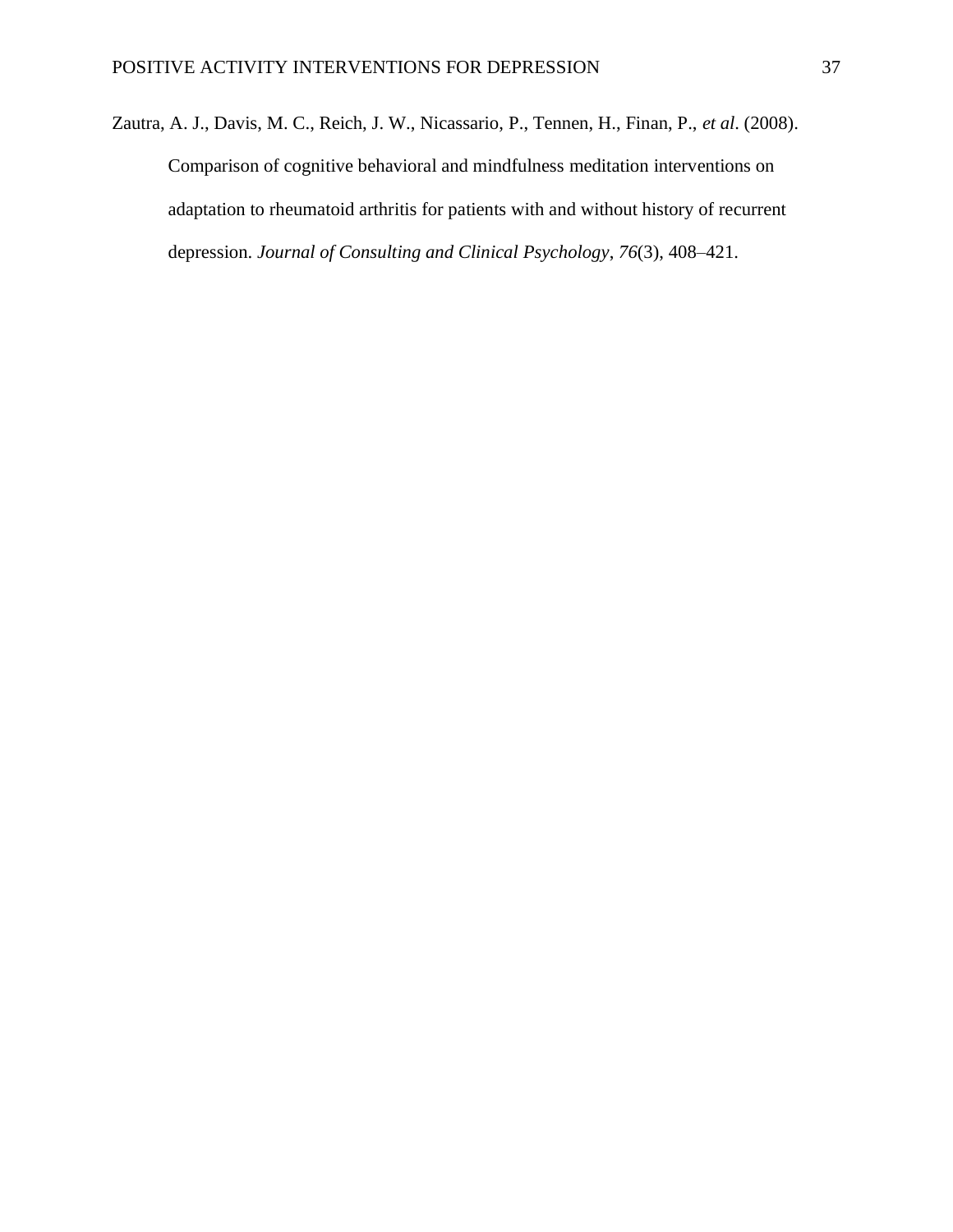Zautra, A. J., Davis, M. C., Reich, J. W., Nicassario, P., Tennen, H., Finan, P., *et al*. (2008). Comparison of cognitive behavioral and mindfulness meditation interventions on adaptation to rheumatoid arthritis for patients with and without history of recurrent depression. *Journal of Consulting and Clinical Psychology*, *76*(3), 408–421.